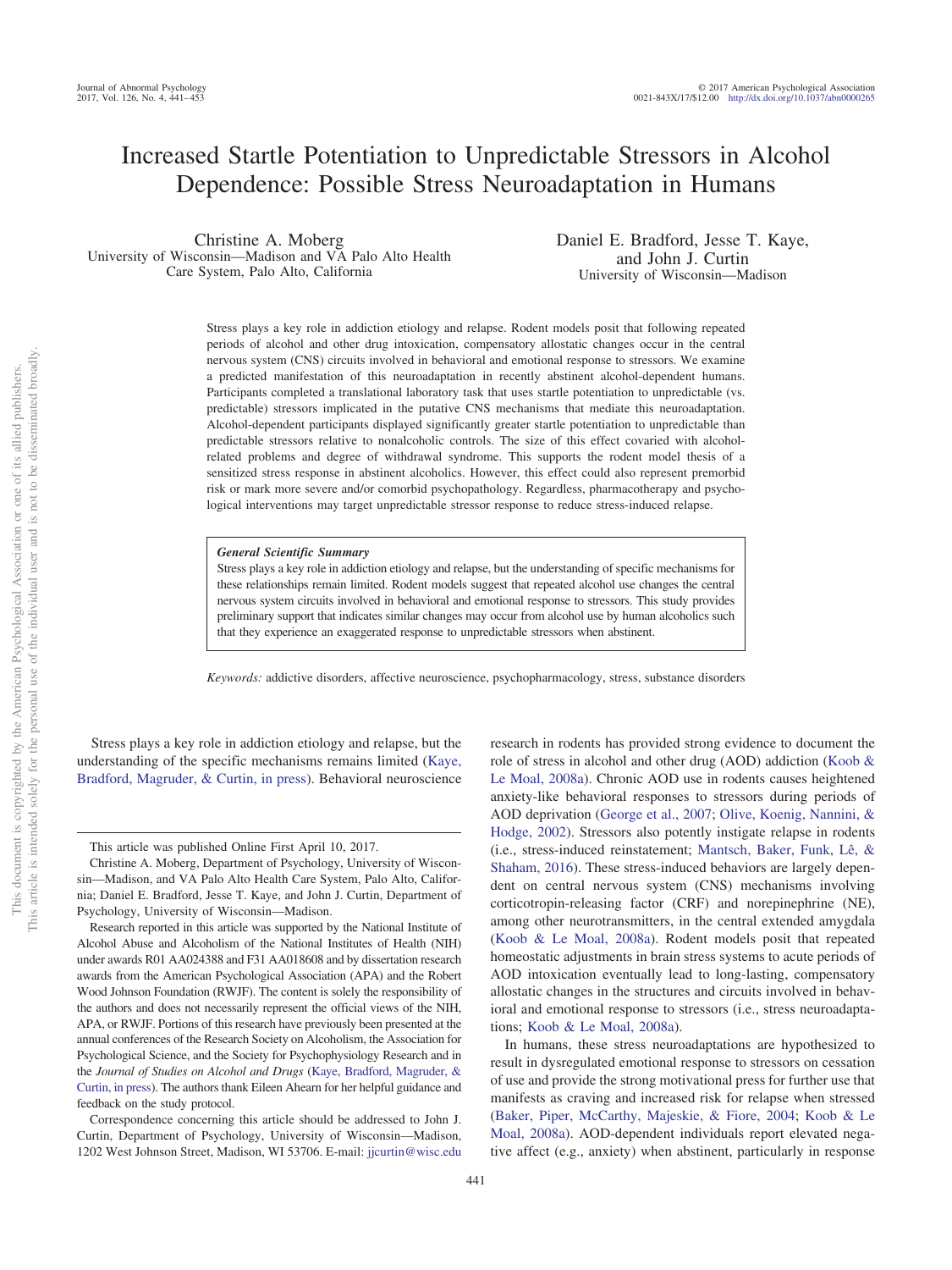# Increased Startle Potentiation to Unpredictable Stressors in Alcohol Dependence: Possible Stress Neuroadaptation in Humans

Christine A. Moberg
University of Wisconsin—Madison and VA Palo Alto Health Care System, Palo Alto, California

Daniel E. Bradford, Jesse T. Kaye, and John J. Curtin
University of Wisconsin—Madison

Stress plays a key role in addiction etiology and relapse. Rodent models posit that following repeated periods of alcohol and other drug intoxication, compensatory allostatic changes occur in the central nervous system (CNS) circuits involved in behavioral and emotional response to stressors. We examine a predicted manifestation of this neuroadaptation in recently abstinent alcohol-dependent humans. Participants completed a translational laboratory task that uses startle potentiation to unpredictable (vs. predictable) stressors implicated in the putative CNS mechanisms that mediate this neuroadaptation. Alcohol-dependent participants displayed significantly greater startle potentiation to unpredictable than predictable stressors relative to nonalcoholic controls. The size of this effect covaried with alcohol-related problems and degree of withdrawal syndrome. This supports the rodent model thesis of a sensitized stress response in abstinent alcoholics. However, this effect could also represent premorbid risk or mark more severe and/or comorbid psychopathology. Regardless, pharmacotherapy and psychological interventions may target unpredictable stressor response to reduce stress-induced relapse.

> ***General Scientific Summary***
> Stress plays a key role in addiction etiology and relapse, but the understanding of specific mechanisms for these relationships remain limited. Rodent models suggest that repeated alcohol use changes the central nervous system circuits involved in behavioral and emotional response to stressors. This study provides preliminary support that indicates similar changes may occur from alcohol use by human alcoholics such that they experience an exaggerated response to unpredictable stressors when abstinent.

*Keywords:* addictive disorders, affective neuroscience, psychopharmacology, stress, substance disorders

Stress plays a key role in addiction etiology and relapse, but the understanding of the specific mechanisms remains limited (Kaye, Bradford, Magruder, & Curtin, in press). Behavioral neuroscience research in rodents has provided strong evidence to document the role of stress in alcohol and other drug (AOD) addiction (Koob & Le Moal, 2008a). Chronic AOD use in rodents causes heightened anxiety-like behavioral responses to stressors during periods of AOD deprivation (George et al., 2007; Olive, Koenig, Nannini, & Hodge, 2002). Stressors also potently instigate relapse in rodents (i.e., stress-induced reinstatement; Mantsch, Baker, Funk, Lê, & Shaham, 2016). These stress-induced behaviors are largely dependent on central nervous system (CNS) mechanisms involving corticotropin-releasing factor (CRF) and norepinephrine (NE), among other neurotransmitters, in the central extended amygdala (Koob & Le Moal, 2008a). Rodent models posit that repeated homeostatic adjustments in brain stress systems to acute periods of AOD intoxication eventually lead to long-lasting, compensatory allostatic changes in the structures and circuits involved in behavioral and emotional response to stressors (i.e., stress neuroadaptations; Koob & Le Moal, 2008a).

In humans, these stress neuroadaptations are hypothesized to result in dysregulated emotional response to stressors on cessation of use and provide the strong motivational press for further use that manifests as craving and increased risk for relapse when stressed (Baker, Piper, McCarthy, Majeskie, & Fiore, 2004; Koob & Le Moal, 2008a). AOD-dependent individuals report elevated negative affect (e.g., anxiety) when abstinent, particularly in response

---

This article was published Online First April 10, 2017.

Christine A. Moberg, Department of Psychology, University of Wisconsin—Madison, and VA Palo Alto Health Care System, Palo Alto, California; Daniel E. Bradford, Jesse T. Kaye, and John J. Curtin, Department of Psychology, University of Wisconsin—Madison.

Research reported in this article was supported by the National Institute of Alcohol Abuse and Alcoholism of the National Institutes of Health (NIH) under awards R01 AA024388 and F31 AA018608 and by dissertation research awards from the American Psychological Association (APA) and the Robert Wood Johnson Foundation (RWJF). The content is solely the responsibility of the authors and does not necessarily represent the official views of the NIH, APA, or RWJF. Portions of this research have previously been presented at the annual conferences of the Research Society on Alcoholism, the Association for Psychological Science, and the Society for Psychophysiology Research and in the *Journal of Studies on Alcohol and Drugs* (Kaye, Bradford, Magruder, & Curtin, in press). The authors thank Eileen Ahearn for her helpful guidance and feedback on the study protocol.

Correspondence concerning this article should be addressed to John J. Curtin, Department of Psychology, University of Wisconsin—Madison, 1202 West Johnson Street, Madison, WI 53706. E-mail: jjcurtin@wisc.edu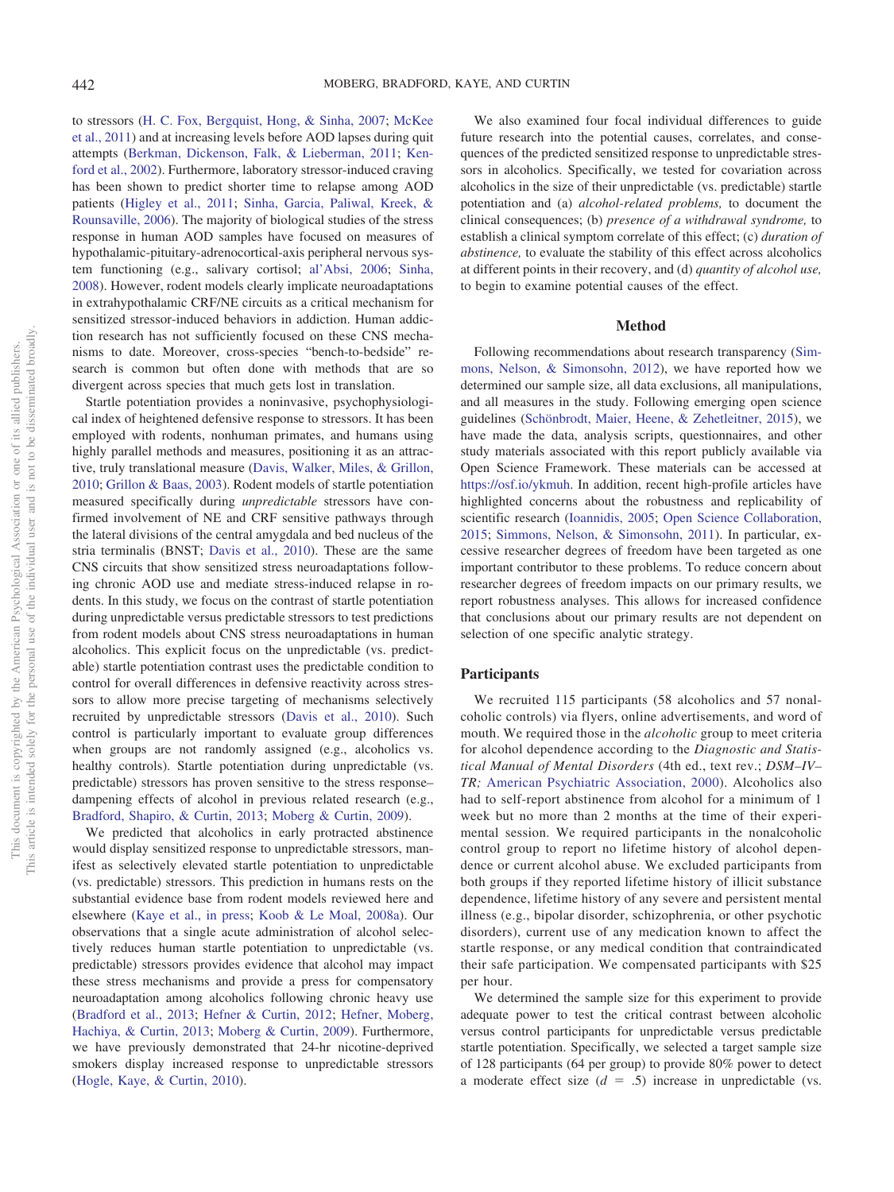to stressors (H. C. Fox, Bergquist, Hong, & Sinha, 2007; McKee et al., 2011) and at increasing levels before AOD lapses during quit attempts (Berkman, Dickenson, Falk, & Lieberman, 2011; Kenford et al., 2002). Furthermore, laboratory stressor-induced craving has been shown to predict shorter time to relapse among AOD patients (Higley et al., 2011; Sinha, Garcia, Paliwal, Kreek, & Rounsaville, 2006). The majority of biological studies of the stress response in human AOD samples have focused on measures of hypothalamic-pituitary-adrenocortical-axis peripheral nervous system functioning (e.g., salivary cortisol; al'Absi, 2006; Sinha, 2008). However, rodent models clearly implicate neuroadaptations in extrahypothalamic CRF/NE circuits as a critical mechanism for sensitized stressor-induced behaviors in addiction. Human addiction research has not sufficiently focused on these CNS mechanisms to date. Moreover, cross-species "bench-to-bedside" research is common but often done with methods that are so divergent across species that much gets lost in translation.

Startle potentiation provides a noninvasive, psychophysiological index of heightened defensive response to stressors. It has been employed with rodents, nonhuman primates, and humans using highly parallel methods and measures, positioning it as an attractive, truly translational measure (Davis, Walker, Miles, & Grillon, 2010; Grillon & Baas, 2003). Rodent models of startle potentiation measured specifically during *unpredictable* stressors have confirmed involvement of NE and CRF sensitive pathways through the lateral divisions of the central amygdala and bed nucleus of the stria terminalis (BNST; Davis et al., 2010). These are the same CNS circuits that show sensitized stress neuroadaptations following chronic AOD use and mediate stress-induced relapse in rodents. In this study, we focus on the contrast of startle potentiation during unpredictable versus predictable stressors to test predictions from rodent models about CNS stress neuroadaptations in human alcoholics. This explicit focus on the unpredictable (vs. predictable) startle potentiation contrast uses the predictable condition to control for overall differences in defensive reactivity across stressors to allow more precise targeting of mechanisms selectively recruited by unpredictable stressors (Davis et al., 2010). Such control is particularly important to evaluate group differences when groups are not randomly assigned (e.g., alcoholics vs. healthy controls). Startle potentiation during unpredictable (vs. predictable) stressors has proven sensitive to the stress response–dampening effects of alcohol in previous related research (e.g., Bradford, Shapiro, & Curtin, 2013; Moberg & Curtin, 2009).

We predicted that alcoholics in early protracted abstinence would display sensitized response to unpredictable stressors, manifest as selectively elevated startle potentiation to unpredictable (vs. predictable) stressors. This prediction in humans rests on the substantial evidence base from rodent models reviewed here and elsewhere (Kaye et al., in press; Koob & Le Moal, 2008a). Our observations that a single acute administration of alcohol selectively reduces human startle potentiation to unpredictable (vs. predictable) stressors provides evidence that alcohol may impact these stress mechanisms and provide a press for compensatory neuroadaptation among alcoholics following chronic heavy use (Bradford et al., 2013; Hefner & Curtin, 2012; Hefner, Moberg, Hachiya, & Curtin, 2013; Moberg & Curtin, 2009). Furthermore, we have previously demonstrated that 24-hr nicotine-deprived smokers display increased response to unpredictable stressors (Hogle, Kaye, & Curtin, 2010).

We also examined four focal individual differences to guide future research into the potential causes, correlates, and consequences of the predicted sensitized response to unpredictable stressors in alcoholics. Specifically, we tested for covariation across alcoholics in the size of their unpredictable (vs. predictable) startle potentiation and (a) *alcohol-related problems,* to document the clinical consequences; (b) *presence of a withdrawal syndrome,* to establish a clinical symptom correlate of this effect; (c) *duration of abstinence,* to evaluate the stability of this effect across alcoholics at different points in their recovery, and (d) *quantity of alcohol use,* to begin to examine potential causes of the effect.

## Method

Following recommendations about research transparency (Simmons, Nelson, & Simonsohn, 2012), we have reported how we determined our sample size, all data exclusions, all manipulations, and all measures in the study. Following emerging open science guidelines (Schönbrodt, Maier, Heene, & Zehetleitner, 2015), we have made the data, analysis scripts, questionnaires, and other study materials associated with this report publicly available via Open Science Framework. These materials can be accessed at https://osf.io/ykmuh. In addition, recent high-profile articles have highlighted concerns about the robustness and replicability of scientific research (Ioannidis, 2005; Open Science Collaboration, 2015; Simmons, Nelson, & Simonsohn, 2011). In particular, excessive researcher degrees of freedom have been targeted as one important contributor to these problems. To reduce concern about researcher degrees of freedom impacts on our primary results, we report robustness analyses. This allows for increased confidence that conclusions about our primary results are not dependent on selection of one specific analytic strategy.

### Participants

We recruited 115 participants (58 alcoholics and 57 nonalcoholic controls) via flyers, online advertisements, and word of mouth. We required those in the *alcoholic* group to meet criteria for alcohol dependence according to the *Diagnostic and Statistical Manual of Mental Disorders* (4th ed., text rev.; *DSM–IV–TR;* American Psychiatric Association, 2000). Alcoholics also had to self-report abstinence from alcohol for a minimum of 1 week but no more than 2 months at the time of their experimental session. We required participants in the nonalcoholic control group to report no lifetime history of alcohol dependence or current alcohol abuse. We excluded participants from both groups if they reported lifetime history of illicit substance dependence, lifetime history of any severe and persistent mental illness (e.g., bipolar disorder, schizophrenia, or other psychotic disorders), current use of any medication known to affect the startle response, or any medical condition that contraindicated their safe participation. We compensated participants with $25 per hour.

We determined the sample size for this experiment to provide adequate power to test the critical contrast between alcoholic versus control participants for unpredictable versus predictable startle potentiation. Specifically, we selected a target sample size of 128 participants (64 per group) to provide 80% power to detect a moderate effect size ($d$ = .5) increase in unpredictable (vs.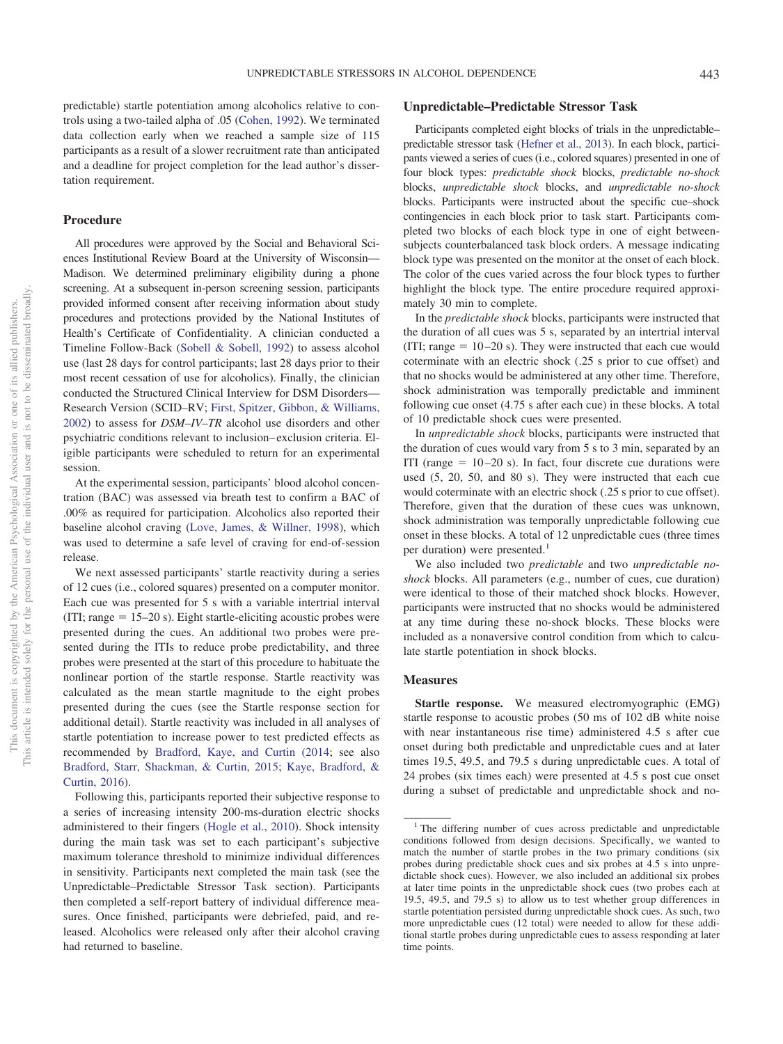predictable) startle potentiation among alcoholics relative to controls using a two-tailed alpha of .05 (Cohen, 1992). We terminated data collection early when we reached a sample size of 115 participants as a result of a slower recruitment rate than anticipated and a deadline for project completion for the lead author's dissertation requirement.

## Procedure

All procedures were approved by the Social and Behavioral Sciences Institutional Review Board at the University of Wisconsin—Madison. We determined preliminary eligibility during a phone screening. At a subsequent in-person screening session, participants provided informed consent after receiving information about study procedures and protections provided by the National Institutes of Health's Certificate of Confidentiality. A clinician conducted a Timeline Follow-Back (Sobell & Sobell, 1992) to assess alcohol use (last 28 days for control participants; last 28 days prior to their most recent cessation of use for alcoholics). Finally, the clinician conducted the Structured Clinical Interview for DSM Disorders—Research Version (SCID–RV; First, Spitzer, Gibbon, & Williams, 2002) to assess for *DSM–IV–TR* alcohol use disorders and other psychiatric conditions relevant to inclusion–exclusion criteria. Eligible participants were scheduled to return for an experimental session.

At the experimental session, participants' blood alcohol concentration (BAC) was assessed via breath test to confirm a BAC of .00% as required for participation. Alcoholics also reported their baseline alcohol craving (Love, James, & Willner, 1998), which was used to determine a safe level of craving for end-of-session release.

We next assessed participants' startle reactivity during a series of 12 cues (i.e., colored squares) presented on a computer monitor. Each cue was presented for 5 s with a variable intertrial interval (ITI; range = 15–20 s). Eight startle-eliciting acoustic probes were presented during the cues. An additional two probes were presented during the ITIs to reduce probe predictability, and three probes were presented at the start of this procedure to habituate the nonlinear portion of the startle response. Startle reactivity was calculated as the mean startle magnitude to the eight probes presented during the cues (see the Startle response section for additional detail). Startle reactivity was included in all analyses of startle potentiation to increase power to test predicted effects as recommended by Bradford, Kaye, and Curtin (2014; see also Bradford, Starr, Shackman, & Curtin, 2015; Kaye, Bradford, & Curtin, 2016).

Following this, participants reported their subjective response to a series of increasing intensity 200-ms-duration electric shocks administered to their fingers (Hogle et al., 2010). Shock intensity during the main task was set to each participant's subjective maximum tolerance threshold to minimize individual differences in sensitivity. Participants next completed the main task (see the Unpredictable–Predictable Stressor Task section). Participants then completed a self-report battery of individual difference measures. Once finished, participants were debriefed, paid, and released. Alcoholics were released only after their alcohol craving had returned to baseline.

## Unpredictable–Predictable Stressor Task

Participants completed eight blocks of trials in the unpredictable–predictable stressor task (Hefner et al., 2013). In each block, participants viewed a series of cues (i.e., colored squares) presented in one of four block types: *predictable shock* blocks, *predictable no-shock* blocks, *unpredictable shock* blocks, and *unpredictable no-shock* blocks. Participants were instructed about the specific cue–shock contingencies in each block prior to task start. Participants completed two blocks of each block type in one of eight between-subjects counterbalanced task block orders. A message indicating block type was presented on the monitor at the onset of each block. The color of the cues varied across the four block types to further highlight the block type. The entire procedure required approximately 30 min to complete.

In the *predictable shock* blocks, participants were instructed that the duration of all cues was 5 s, separated by an intertrial interval (ITI; range = 10–20 s). They were instructed that each cue would coterminate with an electric shock (.25 s prior to cue offset) and that no shocks would be administered at any other time. Therefore, shock administration was temporally predictable and imminent following cue onset (4.75 s after each cue) in these blocks. A total of 10 predictable shock cues were presented.

In *unpredictable shock* blocks, participants were instructed that the duration of cues would vary from 5 s to 3 min, separated by an ITI (range = 10–20 s). In fact, four discrete cue durations were used (5, 20, 50, and 80 s). They were instructed that each cue would coterminate with an electric shock (.25 s prior to cue offset). Therefore, given that the duration of these cues was unknown, shock administration was temporally unpredictable following cue onset in these blocks. A total of 12 unpredictable cues (three times per duration) were presented.[1]

We also included two *predictable* and two *unpredictable no-shock* blocks. All parameters (e.g., number of cues, cue duration) were identical to those of their matched shock blocks. However, participants were instructed that no shocks would be administered at any time during these no-shock blocks. These blocks were included as a nonaversive control condition from which to calculate startle potentiation in shock blocks.

## Measures

**Startle response.** We measured electromyographic (EMG) startle response to acoustic probes (50 ms of 102 dB white noise with near instantaneous rise time) administered 4.5 s after cue onset during both predictable and unpredictable cues and at later times 19.5, 49.5, and 79.5 s during unpredictable cues. A total of 24 probes (six times each) were presented at 4.5 s post cue onset during a subset of predictable and unpredictable shock and no-

[1] The differing number of cues across predictable and unpredictable conditions followed from design decisions. Specifically, we wanted to match the number of startle probes in the two primary conditions (six probes during predictable shock cues and six probes at 4.5 s into unpredictable shock cues). However, we also included an additional six probes at later time points in the unpredictable shock cues (two probes each at 19.5, 49.5, and 79.5 s) to allow us to test whether group differences in startle potentiation persisted during unpredictable shock cues. As such, two more unpredictable cues (12 total) were needed to allow for these additional startle probes during unpredictable cues to assess responding at later time points.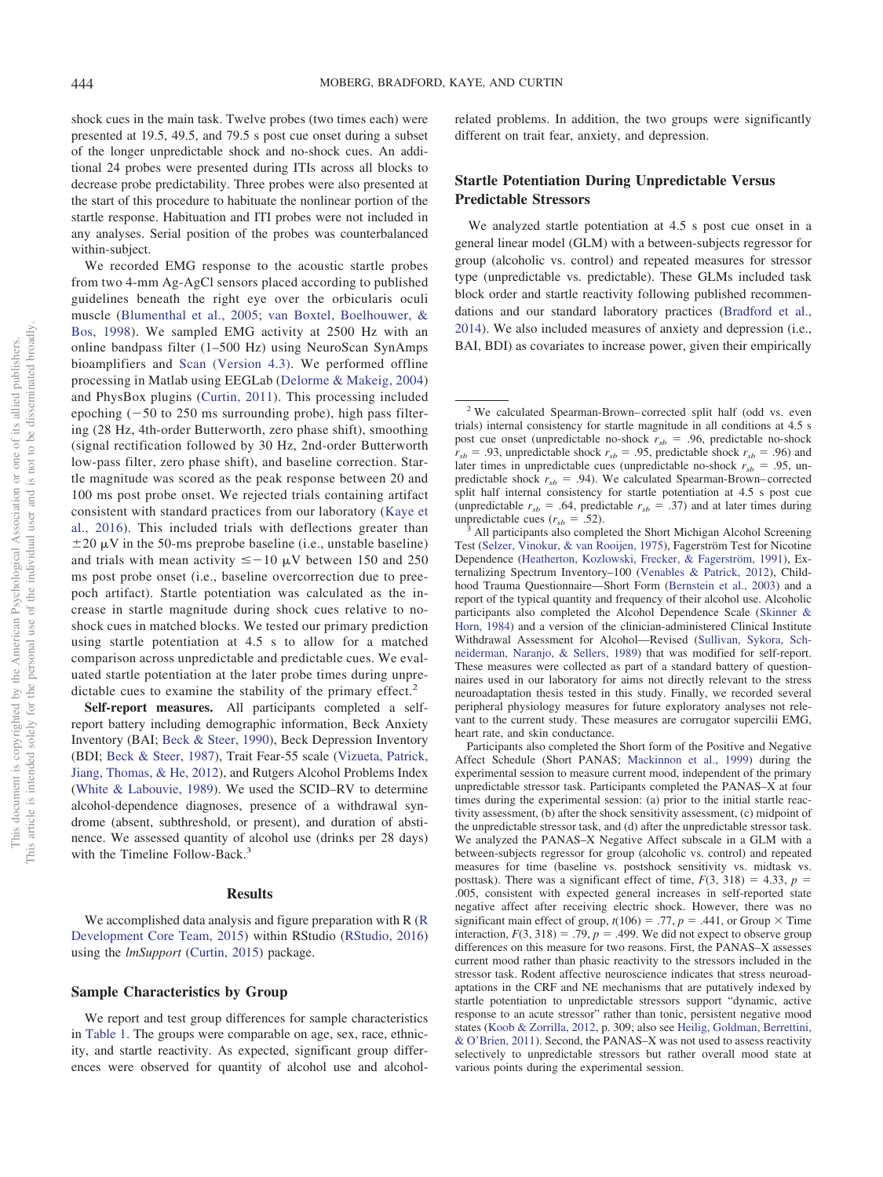shock cues in the main task. Twelve probes (two times each) were presented at 19.5, 49.5, and 79.5 s post cue onset during a subset of the longer unpredictable shock and no-shock cues. An additional 24 probes were presented during ITIs across all blocks to decrease probe predictability. Three probes were also presented at the start of this procedure to habituate the nonlinear portion of the startle response. Habituation and ITI probes were not included in any analyses. Serial position of the probes was counterbalanced within-subject.

We recorded EMG response to the acoustic startle probes from two 4-mm Ag-AgCl sensors placed according to published guidelines beneath the right eye over the orbicularis oculi muscle (Blumenthal et al., 2005; van Boxtel, Boelhouwer, & Bos, 1998). We sampled EMG activity at 2500 Hz with an online bandpass filter (1–500 Hz) using NeuroScan SynAmps bioamplifiers and Scan (Version 4.3). We performed offline processing in Matlab using EEGLab (Delorme & Makeig, 2004) and PhysBox plugins (Curtin, 2011). This processing included epoching (−50 to 250 ms surrounding probe), high pass filtering (28 Hz, 4th-order Butterworth, zero phase shift), smoothing (signal rectification followed by 30 Hz, 2nd-order Butterworth low-pass filter, zero phase shift), and baseline correction. Startle magnitude was scored as the peak response between 20 and 100 ms post probe onset. We rejected trials containing artifact consistent with standard practices from our laboratory (Kaye et al., 2016). This included trials with deflections greater than $\pm 20$ μV in the 50-ms preprobe baseline (i.e., unstable baseline) and trials with mean activity $\leq -10$ μV between 150 and 250 ms post probe onset (i.e., baseline overcorrection due to preepoch artifact). Startle potentiation was calculated as the increase in startle magnitude during shock cues relative to no-shock cues in matched blocks. We tested our primary prediction using startle potentiation at 4.5 s to allow for a matched comparison across unpredictable and predictable cues. We evaluated startle potentiation at the later probe times during unpredictable cues to examine the stability of the primary effect.[2]

**Self-report measures.** All participants completed a self-report battery including demographic information, Beck Anxiety Inventory (BAI; Beck & Steer, 1990), Beck Depression Inventory (BDI; Beck & Steer, 1987), Trait Fear-55 scale (Vizueta, Patrick, Jiang, Thomas, & He, 2012), and Rutgers Alcohol Problems Index (White & Labouvie, 1989). We used the SCID–RV to determine alcohol-dependence diagnoses, presence of a withdrawal syndrome (absent, subthreshold, or present), and duration of abstinence. We assessed quantity of alcohol use (drinks per 28 days) with the Timeline Follow-Back.[3]

## Results

We accomplished data analysis and figure preparation with R (R Development Core Team, 2015) within RStudio (RStudio, 2016) using the *lmSupport* (Curtin, 2015) package.

### Sample Characteristics by Group

We report and test group differences for sample characteristics in Table 1. The groups were comparable on age, sex, race, ethnicity, and startle reactivity. As expected, significant group differences were observed for quantity of alcohol use and alcohol-related problems. In addition, the two groups were significantly different on trait fear, anxiety, and depression.

### Startle Potentiation During Unpredictable Versus Predictable Stressors

We analyzed startle potentiation at 4.5 s post cue onset in a general linear model (GLM) with a between-subjects regressor for group (alcoholic vs. control) and repeated measures for stressor type (unpredictable vs. predictable). These GLMs included task block order and startle reactivity following published recommendations and our standard laboratory practices (Bradford et al., 2014). We also included measures of anxiety and depression (i.e., BAI, BDI) as covariates to increase power, given their empirically

---

[2] We calculated Spearman-Brown–corrected split half (odd vs. even trials) internal consistency for startle magnitude in all conditions at 4.5 s post cue onset (unpredictable no-shock $r_{sb} = .96$, predictable no-shock $r_{sb} = .93$, unpredictable shock $r_{sb} = .95$, predictable shock $r_{sb} = .96$) and later times in unpredictable cues (unpredictable no-shock $r_{sb} = .95$, unpredictable shock $r_{sb} = .94$). We calculated Spearman-Brown–corrected split half internal consistency for startle potentiation at 4.5 s post cue (unpredictable $r_{sb} = .64$, predictable $r_{sb} = .37$) and at later times during unpredictable cues ($r_{sb} = .52$).

[3] All participants also completed the Short Michigan Alcohol Screening Test (Selzer, Vinokur, & van Rooijen, 1975), Fagerström Test for Nicotine Dependence (Heatherton, Kozlowski, Frecker, & Fagerström, 1991), Externalizing Spectrum Inventory–100 (Venables & Patrick, 2012), Childhood Trauma Questionnaire—Short Form (Bernstein et al., 2003) and a report of the typical quantity and frequency of their alcohol use. Alcoholic participants also completed the Alcohol Dependence Scale (Skinner & Horn, 1984) and a version of the clinician-administered Clinical Institute Withdrawal Assessment for Alcohol—Revised (Sullivan, Sykora, Schneiderman, Naranjo, & Sellers, 1989) that was modified for self-report. These measures were collected as part of a standard battery of questionnaires used in our laboratory for aims not directly relevant to the stress neuroadaptation thesis tested in this study. Finally, we recorded several peripheral physiology measures for future exploratory analyses not relevant to the current study. These measures are corrugator supercilii EMG, heart rate, and skin conductance.

Participants also completed the Short form of the Positive and Negative Affect Schedule (Short PANAS; Mackinnon et al., 1999) during the experimental session to measure current mood, independent of the primary unpredictable stressor task. Participants completed the PANAS–X at four times during the experimental session: (a) prior to the initial startle reactivity assessment, (b) after the shock sensitivity assessment, (c) midpoint of the unpredictable stressor task, and (d) after the unpredictable stressor task. We analyzed the PANAS–X Negative Affect subscale in a GLM with a between-subjects regressor for group (alcoholic vs. control) and repeated measures for time (baseline vs. postshock sensitivity vs. midtask vs. posttask). There was a significant effect of time, $F(3, 318) = 4.33$, $p = .005$, consistent with expected general increases in self-reported state negative affect after receiving electric shock. However, there was no significant main effect of group, $t(106) = .77$, $p = .441$, or Group × Time interaction, $F(3, 318) = .79$, $p = .499$. We did not expect to observe group differences on this measure for two reasons. First, the PANAS–X assesses current mood rather than phasic reactivity to the stressors included in the stressor task. Rodent affective neuroscience indicates that stress neuroadaptations in the CRF and NE mechanisms that are putatively indexed by startle potentiation to unpredictable stressors support "dynamic, active response to an acute stressor" rather than tonic, persistent negative mood states (Koob & Zorrilla, 2012, p. 309; also see Heilig, Goldman, Berrettini, & O'Brien, 2011). Second, the PANAS–X was not used to assess reactivity selectively to unpredictable stressors but rather overall mood state at various points during the experimental session.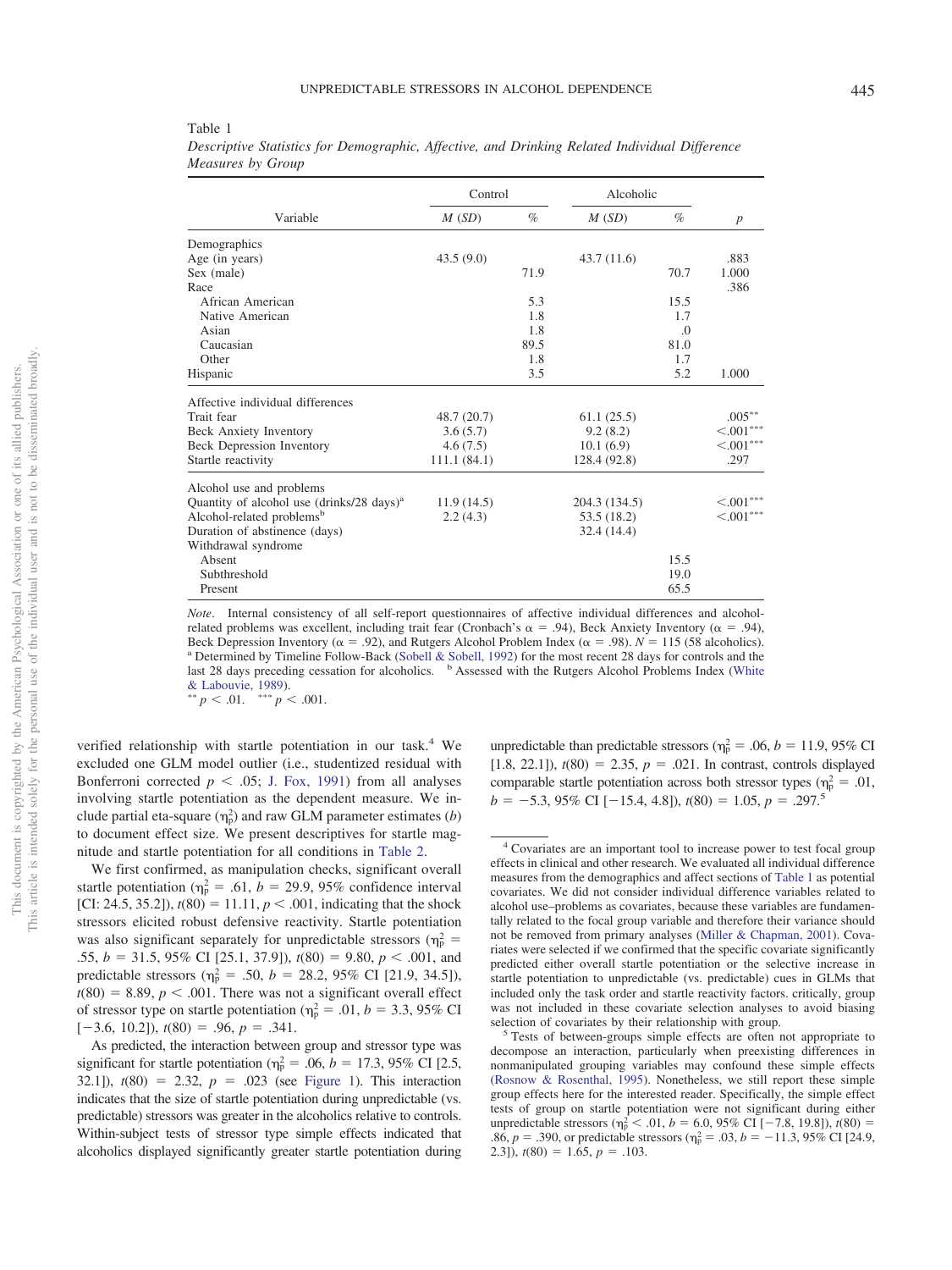Table 1

*Descriptive Statistics for Demographic, Affective, and Drinking Related Individual Difference Measures by Group*

| Variable | Control | | Alcoholic | | |
|---|---|---|---|---|---|
| | *M* (*SD*) | % | *M* (*SD*) | % | *p* |
| Demographics | | | | | |
| Age (in years) | 43.5 (9.0) | | 43.7 (11.6) | | .883 |
| Sex (male) | | 71.9 | | 70.7 | 1.000 |
| Race | | | | | .386 |
| African American | | 5.3 | | 15.5 | |
| Native American | | 1.8 | | 1.7 | |
| Asian | | 1.8 | | .0 | |
| Caucasian | | 89.5 | | 81.0 | |
| Other | | 1.8 | | 1.7 | |
| Hispanic | | 3.5 | | 5.2 | 1.000 |
| Affective individual differences | | | | | |
| Trait fear | 48.7 (20.7) | | 61.1 (25.5) | | .005** |
| Beck Anxiety Inventory | 3.6 (5.7) | | 9.2 (8.2) | | <.001*** |
| Beck Depression Inventory | 4.6 (7.5) | | 10.1 (6.9) | | <.001*** |
| Startle reactivity | 111.1 (84.1) | | 128.4 (92.8) | | .297 |
| Alcohol use and problems | | | | | |
| Quantity of alcohol use (drinks/28 days)[a] | 11.9 (14.5) | | 204.3 (134.5) | | <.001*** |
| Alcohol-related problems[b] | 2.2 (4.3) | | 53.5 (18.2) | | <.001*** |
| Duration of abstinence (days) | | | 32.4 (14.4) | | |
| Withdrawal syndrome | | | | | |
| Absent | | | | 15.5 | |
| Subthreshold | | | | 19.0 | |
| Present | | | | 65.5 | |

*Note*. Internal consistency of all self-report questionnaires of affective individual differences and alcohol-related problems was excellent, including trait fear (Cronbach's $\alpha = .94$), Beck Anxiety Inventory ($\alpha = .94$), Beck Depression Inventory ($\alpha = .92$), and Rutgers Alcohol Problem Index ($\alpha = .98$). $N = 115$ (58 alcoholics).
[a] Determined by Timeline Follow-Back (Sobell & Sobell, 1992) for the most recent 28 days for controls and the last 28 days preceding cessation for alcoholics. [b] Assessed with the Rutgers Alcohol Problems Index (White & Labouvie, 1989).
** $p < .01$. *** $p < .001$.

verified relationship with startle potentiation in our task.[4] We excluded one GLM model outlier (i.e., studentized residual with Bonferroni corrected $p < .05$; J. Fox, 1991) from all analyses involving startle potentiation as the dependent measure. We include partial eta-square ($\eta_p^2$) and raw GLM parameter estimates (*b*) to document effect size. We present descriptives for startle magnitude and startle potentiation for all conditions in Table 2.

We first confirmed, as manipulation checks, significant overall startle potentiation ($\eta_p^2 = .61$, $b = 29.9$, 95% confidence interval [CI: 24.5, 35.2]), $t(80) = 11.11$, $p < .001$, indicating that the shock stressors elicited robust defensive reactivity. Startle potentiation was also significant separately for unpredictable stressors ($\eta_p^2 = .55$, $b = 31.5$, 95% CI [25.1, 37.9]), $t(80) = 9.80$, $p < .001$, and predictable stressors ($\eta_p^2 = .50$, $b = 28.2$, 95% CI [21.9, 34.5]), $t(80) = 8.89$, $p < .001$. There was not a significant overall effect of stressor type on startle potentiation ($\eta_p^2 = .01$, $b = 3.3$, 95% CI [−3.6, 10.2]), $t(80) = .96$, $p = .341$.

As predicted, the interaction between group and stressor type was significant for startle potentiation ($\eta_p^2 = .06$, $b = 17.3$, 95% CI [2.5, 32.1]), $t(80) = 2.32$, $p = .023$ (see Figure 1). This interaction indicates that the size of startle potentiation during unpredictable (vs. predictable) stressors was greater in the alcoholics relative to controls. Within-subject tests of stressor type simple effects indicated that alcoholics displayed significantly greater startle potentiation during unpredictable than predictable stressors ($\eta_p^2 = .06$, $b = 11.9$, 95% CI [1.8, 22.1]), $t(80) = 2.35$, $p = .021$. In contrast, controls displayed comparable startle potentiation across both stressor types ($\eta_p^2 = .01$, $b = -5.3$, 95% CI [−15.4, 4.8]), $t(80) = 1.05$, $p = .297$.[5]

[4] Covariates are an important tool to increase power to test focal group effects in clinical and other research. We evaluated all individual difference measures from the demographics and affect sections of Table 1 as potential covariates. We did not consider individual difference variables related to alcohol use–problems as covariates, because these variables are fundamentally related to the focal group variable and therefore their variance should not be removed from primary analyses (Miller & Chapman, 2001). Covariates were selected if we confirmed that the specific covariate significantly predicted either overall startle potentiation or the selective increase in startle potentiation to unpredictable (vs. predictable) cues in GLMs that included only the task order and startle reactivity factors. critically, group was not included in these covariate selection analyses to avoid biasing selection of covariates by their relationship with group.

[5] Tests of between-groups simple effects are often not appropriate to decompose an interaction, particularly when preexisting differences in nonmanipulated grouping variables may confound these simple effects (Rosnow & Rosenthal, 1995). Nonetheless, we still report these simple group effects here for the interested reader. Specifically, the simple effect tests of group on startle potentiation were not significant during either unpredictable stressors ($\eta_p^2 < .01$, $b = 6.0$, 95% CI [−7.8, 19.8]), $t(80) = .86$, $p = .390$, or predictable stressors ($\eta_p^2 = .03$, $b = -11.3$, 95% CI [24.9, 2.3]), $t(80) = 1.65$, $p = .103$.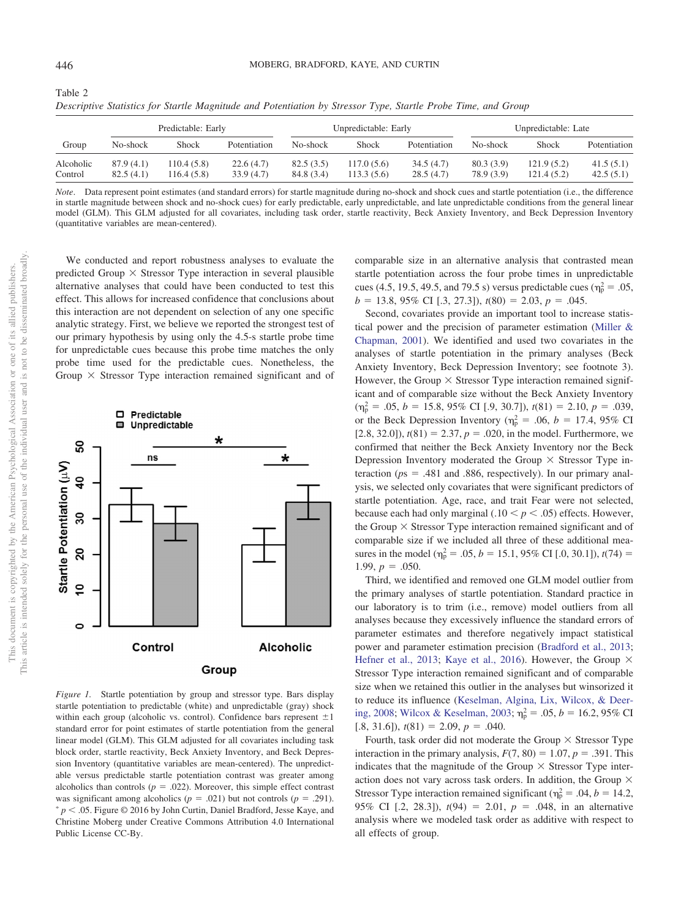Table 2
*Descriptive Statistics for Startle Magnitude and Potentiation by Stressor Type, Startle Probe Time, and Group*

| Group | Predictable: Early | | | Unpredictable: Early | | | Unpredictable: Late | | |
|---|---|---|---|---|---|---|---|---|---|
| | No-shock | Shock | Potentiation | No-shock | Shock | Potentiation | No-shock | Shock | Potentiation |
| Alcoholic | 87.9 (4.1) | 110.4 (5.8) | 22.6 (4.7) | 82.5 (3.5) | 117.0 (5.6) | 34.5 (4.7) | 80.3 (3.9) | 121.9 (5.2) | 41.5 (5.1) |
| Control | 82.5 (4.1) | 116.4 (5.8) | 33.9 (4.7) | 84.8 (3.4) | 113.3 (5.6) | 28.5 (4.7) | 78.9 (3.9) | 121.4 (5.2) | 42.5 (5.1) |

*Note*. Data represent point estimates (and standard errors) for startle magnitude during no-shock and shock cues and startle potentiation (i.e., the difference in startle magnitude between shock and no-shock cues) for early predictable, early unpredictable, and late unpredictable conditions from the general linear model (GLM). This GLM adjusted for all covariates, including task order, startle reactivity, Beck Anxiety Inventory, and Beck Depression Inventory (quantitative variables are mean-centered).

We conducted and report robustness analyses to evaluate the predicted Group × Stressor Type interaction in several plausible alternative analyses that could have been conducted to test this effect. This allows for increased confidence that conclusions about this interaction are not dependent on selection of any one specific analytic strategy. First, we believe we reported the strongest test of our primary hypothesis by using only the 4.5-s startle probe time for unpredictable cues because this probe time matches the only probe time used for the predictable cues. Nonetheless, the Group × Stressor Type interaction remained significant and of comparable size in an alternative analysis that contrasted mean startle potentiation across the four probe times in unpredictable cues (4.5, 19.5, 49.5, and 79.5 s) versus predictable cues ($\eta_p^2 = .05$, $b = 13.8$, 95% CI [.3, 27.3]), $t(80) = 2.03$, $p = .045$.

Figure 1. Startle potentiation by group and stressor type. Bars display startle potentiation to predictable (white) and unpredictable (gray) shock within each group (alcoholic vs. control). Confidence bars represent ±1 standard error for point estimates of startle potentiation from the general linear model (GLM). This GLM adjusted for all covariates including task block order, startle reactivity, Beck Anxiety Inventory, and Beck Depression Inventory (quantitative variables are mean-centered). The unpredictable versus predictable startle potentiation contrast was greater among alcoholics than controls ($p = .022$). Moreover, this simple effect contrast was significant among alcoholics ($p = .021$) but not controls ($p = .291$). * $p < .05$. Figure © 2016 by John Curtin, Daniel Bradford, Jesse Kaye, and Christine Moberg under Creative Commons Attribution 4.0 International Public License CC-By.

Second, covariates provide an important tool to increase statistical power and the precision of parameter estimation (Miller & Chapman, 2001). We identified and used two covariates in the analyses of startle potentiation in the primary analyses (Beck Anxiety Inventory, Beck Depression Inventory; see footnote 3). However, the Group × Stressor Type interaction remained significant and of comparable size without the Beck Anxiety Inventory ($\eta_p^2 = .05$, $b = 15.8$, 95% CI [.9, 30.7]), $t(81) = 2.10$, $p = .039$, or the Beck Depression Inventory ($\eta_p^2 = .06$, $b = 17.4$, 95% CI [2.8, 32.0]), $t(81) = 2.37$, $p = .020$, in the model. Furthermore, we confirmed that neither the Beck Anxiety Inventory nor the Beck Depression Inventory moderated the Group × Stressor Type interaction ($ps = .481$ and $.886$, respectively). In our primary analysis, we selected only covariates that were significant predictors of startle potentiation. Age, race, and trait Fear were not selected, because each had only marginal ($.10 < p < .05$) effects. However, the Group × Stressor Type interaction remained significant and of comparable size if we included all three of these additional measures in the model ($\eta_p^2 = .05$, $b = 15.1$, 95% CI [.0, 30.1]), $t(74) = 1.99$, $p = .050$.

Third, we identified and removed one GLM model outlier from the primary analyses of startle potentiation. Standard practice in our laboratory is to trim (i.e., remove) model outliers from all analyses because they excessively influence the standard errors of parameter estimates and therefore negatively impact statistical power and parameter estimation precision (Bradford et al., 2013; Hefner et al., 2013; Kaye et al., 2016). However, the Group × Stressor Type interaction remained significant and of comparable size when we retained this outlier in the analyses but winsorized it to reduce its influence (Keselman, Algina, Lix, Wilcox, & Deering, 2008; Wilcox & Keselman, 2003; $\eta_p^2 = .05$, $b = 16.2$, 95% CI [.8, 31.6]), $t(81) = 2.09$, $p = .040$.

Fourth, task order did not moderate the Group × Stressor Type interaction in the primary analysis, $F(7, 80) = 1.07$, $p = .391$. This indicates that the magnitude of the Group × Stressor Type interaction does not vary across task orders. In addition, the Group × Stressor Type interaction remained significant ($\eta_p^2 = .04$, $b = 14.2$, 95% CI [.2, 28.3]), $t(94) = 2.01$, $p = .048$, in an alternative analysis where we modeled task order as additive with respect to all effects of group.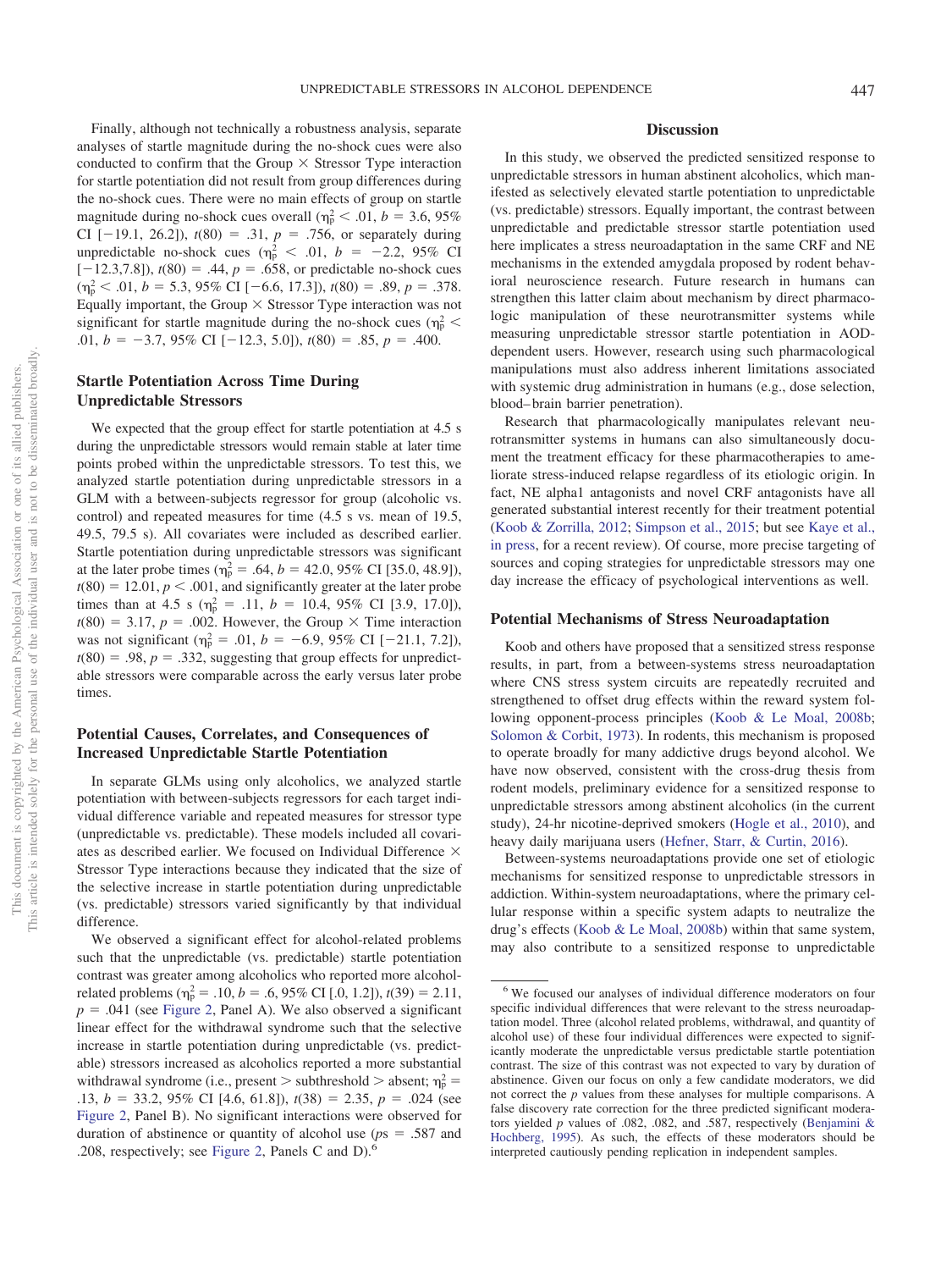Finally, although not technically a robustness analysis, separate analyses of startle magnitude during the no-shock cues were also conducted to confirm that the Group × Stressor Type interaction for startle potentiation did not result from group differences during the no-shock cues. There were no main effects of group on startle magnitude during no-shock cues overall ($\eta_p^2 < .01$, $b = 3.6$, 95% CI [−19.1, 26.2]), $t(80) = .31$, $p = .756$, or separately during unpredictable no-shock cues ($\eta_p^2 < .01$, $b = -2.2$, 95% CI [−12.3,7.8]), $t(80) = .44$, $p = .658$, or predictable no-shock cues ($\eta_p^2 < .01$, $b = 5.3$, 95% CI [−6.6, 17.3]), $t(80) = .89$, $p = .378$. Equally important, the Group × Stressor Type interaction was not significant for startle magnitude during the no-shock cues ($\eta_p^2 < .01$, $b = -3.7$, 95% CI [−12.3, 5.0]), $t(80) = .85$, $p = .400$.

## Startle Potentiation Across Time During Unpredictable Stressors

We expected that the group effect for startle potentiation at 4.5 s during the unpredictable stressors would remain stable at later time points probed within the unpredictable stressors. To test this, we analyzed startle potentiation during unpredictable stressors in a GLM with a between-subjects regressor for group (alcoholic vs. control) and repeated measures for time (4.5 s vs. mean of 19.5, 49.5, 79.5 s). All covariates were included as described earlier. Startle potentiation during unpredictable stressors was significant at the later probe times ($\eta_p^2 = .64$, $b = 42.0$, 95% CI [35.0, 48.9]), $t(80) = 12.01$, $p < .001$, and significantly greater at the later probe times than at 4.5 s ($\eta_p^2 = .11$, $b = 10.4$, 95% CI [3.9, 17.0]), $t(80) = 3.17$, $p = .002$. However, the Group × Time interaction was not significant ($\eta_p^2 = .01$, $b = -6.9$, 95% CI [−21.1, 7.2]), $t(80) = .98$, $p = .332$, suggesting that group effects for unpredictable stressors were comparable across the early versus later probe times.

## Potential Causes, Correlates, and Consequences of Increased Unpredictable Startle Potentiation

In separate GLMs using only alcoholics, we analyzed startle potentiation with between-subjects regressors for each target individual difference variable and repeated measures for stressor type (unpredictable vs. predictable). These models included all covariates as described earlier. We focused on Individual Difference × Stressor Type interactions because they indicated that the size of the selective increase in startle potentiation during unpredictable (vs. predictable) stressors varied significantly by that individual difference.

We observed a significant effect for alcohol-related problems such that the unpredictable (vs. predictable) startle potentiation contrast was greater among alcoholics who reported more alcohol-related problems ($\eta_p^2 = .10$, $b = .6$, 95% CI [.0, 1.2]), $t(39) = 2.11$, $p = .041$ (see Figure 2, Panel A). We also observed a significant linear effect for the withdrawal syndrome such that the selective increase in startle potentiation during unpredictable (vs. predictable) stressors increased as alcoholics reported a more substantial withdrawal syndrome (i.e., present > subthreshold > absent; $\eta_p^2 = .13$, $b = 33.2$, 95% CI [4.6, 61.8]), $t(38) = 2.35$, $p = .024$ (see Figure 2, Panel B). No significant interactions were observed for duration of abstinence or quantity of alcohol use ($p$s = .587 and .208, respectively; see Figure 2, Panels C and D).[6]

## Discussion

In this study, we observed the predicted sensitized response to unpredictable stressors in human abstinent alcoholics, which manifested as selectively elevated startle potentiation to unpredictable (vs. predictable) stressors. Equally important, the contrast between unpredictable and predictable stressor startle potentiation used here implicates a stress neuroadaptation in the same CRF and NE mechanisms in the extended amygdala proposed by rodent behavioral neuroscience research. Future research in humans can strengthen this latter claim about mechanism by direct pharmacologic manipulation of these neurotransmitter systems while measuring unpredictable stressor startle potentiation in AOD-dependent users. However, research using such pharmacological manipulations must also address inherent limitations associated with systemic drug administration in humans (e.g., dose selection, blood–brain barrier penetration).

Research that pharmacologically manipulates relevant neurotransmitter systems in humans can also simultaneously document the treatment efficacy for these pharmacotherapies to ameliorate stress-induced relapse regardless of its etiologic origin. In fact, NE alpha1 antagonists and novel CRF antagonists have all generated substantial interest recently for their treatment potential (Koob & Zorrilla, 2012; Simpson et al., 2015; but see Kaye et al., in press, for a recent review). Of course, more precise targeting of sources and coping strategies for unpredictable stressors may one day increase the efficacy of psychological interventions as well.

### Potential Mechanisms of Stress Neuroadaptation

Koob and others have proposed that a sensitized stress response results, in part, from a between-systems stress neuroadaptation where CNS stress system circuits are repeatedly recruited and strengthened to offset drug effects within the reward system following opponent-process principles (Koob & Le Moal, 2008b; Solomon & Corbit, 1973). In rodents, this mechanism is proposed to operate broadly for many addictive drugs beyond alcohol. We have now observed, consistent with the cross-drug thesis from rodent models, preliminary evidence for a sensitized response to unpredictable stressors among abstinent alcoholics (in the current study), 24-hr nicotine-deprived smokers (Hogle et al., 2010), and heavy daily marijuana users (Hefner, Starr, & Curtin, 2016).

Between-systems neuroadaptations provide one set of etiologic mechanisms for sensitized response to unpredictable stressors in addiction. Within-system neuroadaptations, where the primary cellular response within a specific system adapts to neutralize the drug's effects (Koob & Le Moal, 2008b) within that same system, may also contribute to a sensitized response to unpredictable

[6] We focused our analyses of individual difference moderators on four specific individual differences that were relevant to the stress neuroadaptation model. Three (alcohol related problems, withdrawal, and quantity of alcohol use) of these four individual differences were expected to significantly moderate the unpredictable versus predictable startle potentiation contrast. The size of this contrast was not expected to vary by duration of abstinence. Given our focus on only a few candidate moderators, we did not correct the $p$ values from these analyses for multiple comparisons. A false discovery rate correction for the three predicted significant moderators yielded $p$ values of .082, .082, and .587, respectively (Benjamini & Hochberg, 1995). As such, the effects of these moderators should be interpreted cautiously pending replication in independent samples.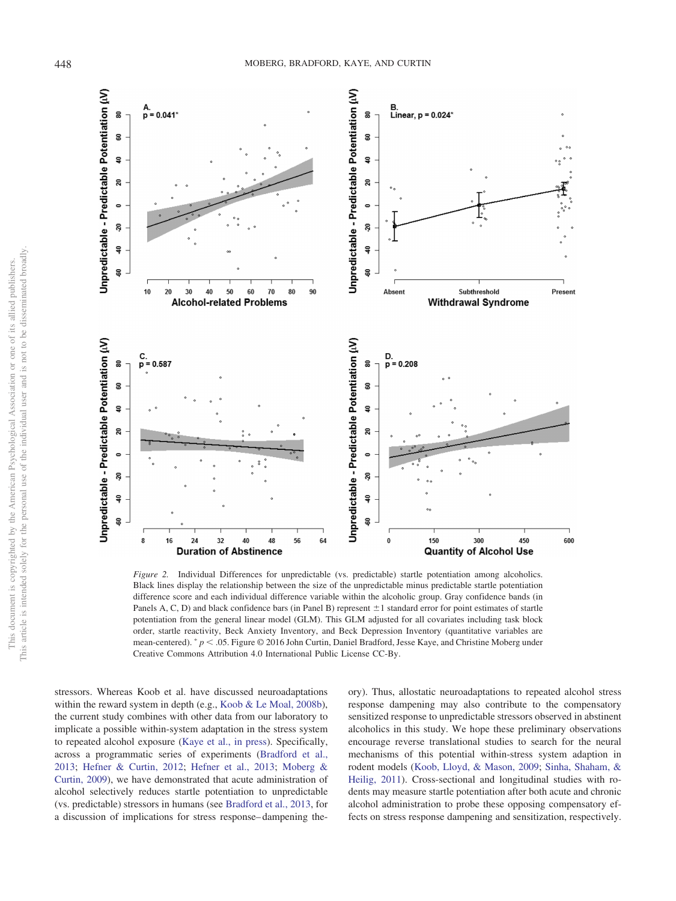*Figure 2.* Individual Differences for unpredictable (vs. predictable) startle potentiation among alcoholics. Black lines display the relationship between the size of the unpredictable minus predictable startle potentiation difference score and each individual difference variable within the alcoholic group. Gray confidence bands (in Panels A, C, D) and black confidence bars (in Panel B) represent ±1 standard error for point estimates of startle potentiation from the general linear model (GLM). This GLM adjusted for all covariates including task block order, startle reactivity, Beck Anxiety Inventory, and Beck Depression Inventory (quantitative variables are mean-centered). * $p < .05$. Figure © 2016 John Curtin, Daniel Bradford, Jesse Kaye, and Christine Moberg under Creative Commons Attribution 4.0 International Public License CC-By.

stressors. Whereas Koob et al. have discussed neuroadaptations within the reward system in depth (e.g., Koob & Le Moal, 2008b), the current study combines with other data from our laboratory to implicate a possible within-system adaptation in the stress system to repeated alcohol exposure (Kaye et al., in press). Specifically, across a programmatic series of experiments (Bradford et al., 2013; Hefner & Curtin, 2012; Hefner et al., 2013; Moberg & Curtin, 2009), we have demonstrated that acute administration of alcohol selectively reduces startle potentiation to unpredictable (vs. predictable) stressors in humans (see Bradford et al., 2013, for a discussion of implications for stress response–dampening theory). Thus, allostatic neuroadaptations to repeated alcohol stress response dampening may also contribute to the compensatory sensitized response to unpredictable stressors observed in abstinent alcoholics in this study. We hope these preliminary observations encourage reverse translational studies to search for the neural mechanisms of this potential within-stress system adaption in rodent models (Koob, Lloyd, & Mason, 2009; Sinha, Shaham, & Heilig, 2011). Cross-sectional and longitudinal studies with rodents may measure startle potentiation after both acute and chronic alcohol administration to probe these opposing compensatory effects on stress response dampening and sensitization, respectively.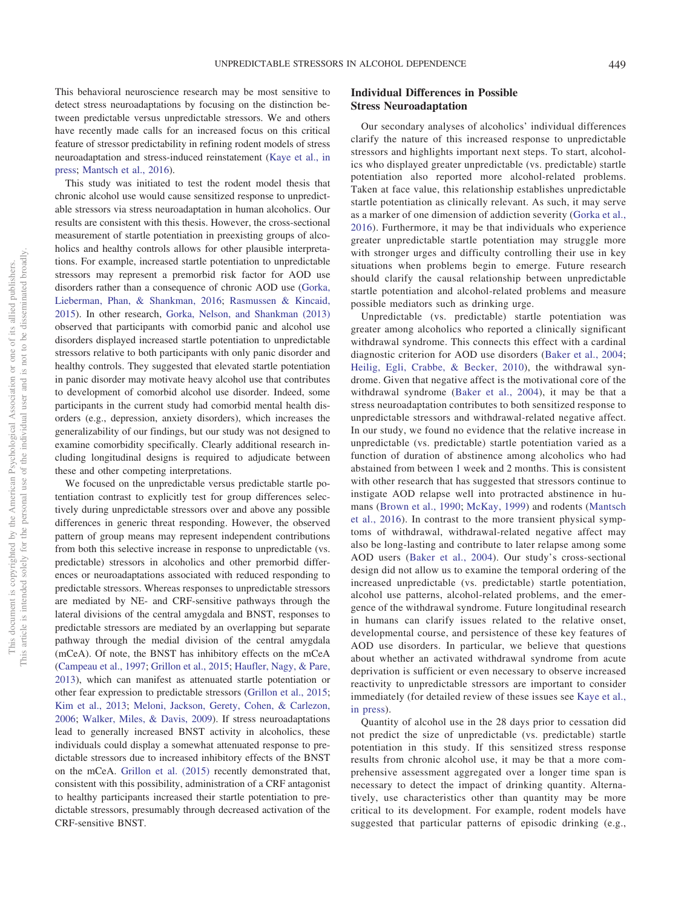This behavioral neuroscience research may be most sensitive to detect stress neuroadaptations by focusing on the distinction between predictable versus unpredictable stressors. We and others have recently made calls for an increased focus on this critical feature of stressor predictability in refining rodent models of stress neuroadaptation and stress-induced reinstatement (Kaye et al., in press; Mantsch et al., 2016).

This study was initiated to test the rodent model thesis that chronic alcohol use would cause sensitized response to unpredictable stressors via stress neuroadaptation in human alcoholics. Our results are consistent with this thesis. However, the cross-sectional measurement of startle potentiation in preexisting groups of alcoholics and healthy controls allows for other plausible interpretations. For example, increased startle potentiation to unpredictable stressors may represent a premorbid risk factor for AOD use disorders rather than a consequence of chronic AOD use (Gorka, Lieberman, Phan, & Shankman, 2016; Rasmussen & Kincaid, 2015). In other research, Gorka, Nelson, and Shankman (2013) observed that participants with comorbid panic and alcohol use disorders displayed increased startle potentiation to unpredictable stressors relative to both participants with only panic disorder and healthy controls. They suggested that elevated startle potentiation in panic disorder may motivate heavy alcohol use that contributes to development of comorbid alcohol use disorder. Indeed, some participants in the current study had comorbid mental health disorders (e.g., depression, anxiety disorders), which increases the generalizability of our findings, but our study was not designed to examine comorbidity specifically. Clearly additional research including longitudinal designs is required to adjudicate between these and other competing interpretations.

We focused on the unpredictable versus predictable startle potentiation contrast to explicitly test for group differences selectively during unpredictable stressors over and above any possible differences in generic threat responding. However, the observed pattern of group means may represent independent contributions from both this selective increase in response to unpredictable (vs. predictable) stressors in alcoholics and other premorbid differences or neuroadaptations associated with reduced responding to predictable stressors. Whereas responses to unpredictable stressors are mediated by NE- and CRF-sensitive pathways through the lateral divisions of the central amygdala and BNST, responses to predictable stressors are mediated by an overlapping but separate pathway through the medial division of the central amygdala (mCeA). Of note, the BNST has inhibitory effects on the mCeA (Campeau et al., 1997; Grillon et al., 2015; Haufler, Nagy, & Pare, 2013), which can manifest as attenuated startle potentiation or other fear expression to predictable stressors (Grillon et al., 2015; Kim et al., 2013; Meloni, Jackson, Gerety, Cohen, & Carlezon, 2006; Walker, Miles, & Davis, 2009). If stress neuroadaptations lead to generally increased BNST activity in alcoholics, these individuals could display a somewhat attenuated response to predictable stressors due to increased inhibitory effects of the BNST on the mCeA. Grillon et al. (2015) recently demonstrated that, consistent with this possibility, administration of a CRF antagonist to healthy participants increased their startle potentiation to predictable stressors, presumably through decreased activation of the CRF-sensitive BNST.

## Individual Differences in Possible Stress Neuroadaptation

Our secondary analyses of alcoholics' individual differences clarify the nature of this increased response to unpredictable stressors and highlights important next steps. To start, alcoholics who displayed greater unpredictable (vs. predictable) startle potentiation also reported more alcohol-related problems. Taken at face value, this relationship establishes unpredictable startle potentiation as clinically relevant. As such, it may serve as a marker of one dimension of addiction severity (Gorka et al., 2016). Furthermore, it may be that individuals who experience greater unpredictable startle potentiation may struggle more with stronger urges and difficulty controlling their use in key situations when problems begin to emerge. Future research should clarify the causal relationship between unpredictable startle potentiation and alcohol-related problems and measure possible mediators such as drinking urge.

Unpredictable (vs. predictable) startle potentiation was greater among alcoholics who reported a clinically significant withdrawal syndrome. This connects this effect with a cardinal diagnostic criterion for AOD use disorders (Baker et al., 2004; Heilig, Egli, Crabbe, & Becker, 2010), the withdrawal syndrome. Given that negative affect is the motivational core of the withdrawal syndrome (Baker et al., 2004), it may be that a stress neuroadaptation contributes to both sensitized response to unpredictable stressors and withdrawal-related negative affect. In our study, we found no evidence that the relative increase in unpredictable (vs. predictable) startle potentiation varied as a function of duration of abstinence among alcoholics who had abstained from between 1 week and 2 months. This is consistent with other research that has suggested that stressors continue to instigate AOD relapse well into protracted abstinence in humans (Brown et al., 1990; McKay, 1999) and rodents (Mantsch et al., 2016). In contrast to the more transient physical symptoms of withdrawal, withdrawal-related negative affect may also be long-lasting and contribute to later relapse among some AOD users (Baker et al., 2004). Our study's cross-sectional design did not allow us to examine the temporal ordering of the increased unpredictable (vs. predictable) startle potentiation, alcohol use patterns, alcohol-related problems, and the emergence of the withdrawal syndrome. Future longitudinal research in humans can clarify issues related to the relative onset, developmental course, and persistence of these key features of AOD use disorders. In particular, we believe that questions about whether an activated withdrawal syndrome from acute deprivation is sufficient or even necessary to observe increased reactivity to unpredictable stressors are important to consider immediately (for detailed review of these issues see Kaye et al., in press).

Quantity of alcohol use in the 28 days prior to cessation did not predict the size of unpredictable (vs. predictable) startle potentiation in this study. If this sensitized stress response results from chronic alcohol use, it may be that a more comprehensive assessment aggregated over a longer time span is necessary to detect the impact of drinking quantity. Alternatively, use characteristics other than quantity may be more critical to its development. For example, rodent models have suggested that particular patterns of episodic drinking (e.g.,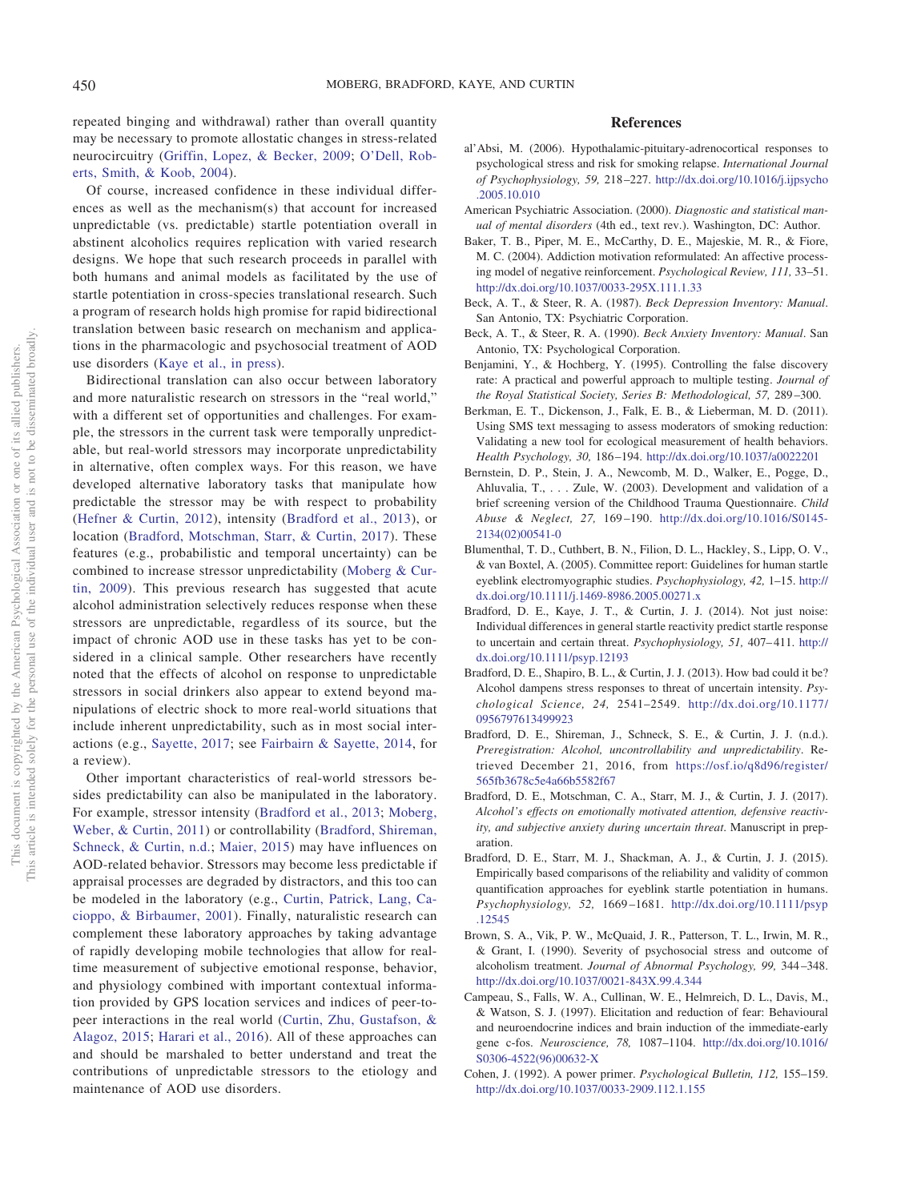repeated binging and withdrawal) rather than overall quantity may be necessary to promote allostatic changes in stress-related neurocircuitry (Griffin, Lopez, & Becker, 2009; O'Dell, Roberts, Smith, & Koob, 2004).

Of course, increased confidence in these individual differences as well as the mechanism(s) that account for increased unpredictable (vs. predictable) startle potentiation overall in abstinent alcoholics requires replication with varied research designs. We hope that such research proceeds in parallel with both humans and animal models as facilitated by the use of startle potentiation in cross-species translational research. Such a program of research holds high promise for rapid bidirectional translation between basic research on mechanism and applications in the pharmacologic and psychosocial treatment of AOD use disorders (Kaye et al., in press).

Bidirectional translation can also occur between laboratory and more naturalistic research on stressors in the "real world," with a different set of opportunities and challenges. For example, the stressors in the current task were temporally unpredictable, but real-world stressors may incorporate unpredictability in alternative, often complex ways. For this reason, we have developed alternative laboratory tasks that manipulate how predictable the stressor may be with respect to probability (Hefner & Curtin, 2012), intensity (Bradford et al., 2013), or location (Bradford, Motschman, Starr, & Curtin, 2017). These features (e.g., probabilistic and temporal uncertainty) can be combined to increase stressor unpredictability (Moberg & Curtin, 2009). This previous research has suggested that acute alcohol administration selectively reduces response when these stressors are unpredictable, regardless of its source, but the impact of chronic AOD use in these tasks has yet to be considered in a clinical sample. Other researchers have recently noted that the effects of alcohol on response to unpredictable stressors in social drinkers also appear to extend beyond manipulations of electric shock to more real-world situations that include inherent unpredictability, such as in most social interactions (e.g., Sayette, 2017; see Fairbairn & Sayette, 2014, for a review).

Other important characteristics of real-world stressors besides predictability can also be manipulated in the laboratory. For example, stressor intensity (Bradford et al., 2013; Moberg, Weber, & Curtin, 2011) or controllability (Bradford, Shireman, Schneck, & Curtin, n.d.; Maier, 2015) may have influences on AOD-related behavior. Stressors may become less predictable if appraisal processes are degraded by distractors, and this too can be modeled in the laboratory (e.g., Curtin, Patrick, Lang, Cacioppo, & Birbaumer, 2001). Finally, naturalistic research can complement these laboratory approaches by taking advantage of rapidly developing mobile technologies that allow for real-time measurement of subjective emotional response, behavior, and physiology combined with important contextual information provided by GPS location services and indices of peer-to-peer interactions in the real world (Curtin, Zhu, Gustafson, & Alagoz, 2015; Harari et al., 2016). All of these approaches can and should be marshaled to better understand and treat the contributions of unpredictable stressors to the etiology and maintenance of AOD use disorders.

## References

al'Absi, M. (2006). Hypothalamic-pituitary-adrenocortical responses to psychological stress and risk for smoking relapse. *International Journal of Psychophysiology, 59,* 218–227. http://dx.doi.org/10.1016/j.ijpsycho.2005.10.010

American Psychiatric Association. (2000). *Diagnostic and statistical manual of mental disorders* (4th ed., text rev.). Washington, DC: Author.

Baker, T. B., Piper, M. E., McCarthy, D. E., Majeskie, M. R., & Fiore, M. C. (2004). Addiction motivation reformulated: An affective processing model of negative reinforcement. *Psychological Review, 111,* 33–51. http://dx.doi.org/10.1037/0033-295X.111.1.33

Beck, A. T., & Steer, R. A. (1987). *Beck Depression Inventory: Manual*. San Antonio, TX: Psychiatric Corporation.

Beck, A. T., & Steer, R. A. (1990). *Beck Anxiety Inventory: Manual*. San Antonio, TX: Psychological Corporation.

Benjamini, Y., & Hochberg, Y. (1995). Controlling the false discovery rate: A practical and powerful approach to multiple testing. *Journal of the Royal Statistical Society, Series B: Methodological, 57,* 289–300.

Berkman, E. T., Dickenson, J., Falk, E. B., & Lieberman, M. D. (2011). Using SMS text messaging to assess moderators of smoking reduction: Validating a new tool for ecological measurement of health behaviors. *Health Psychology, 30,* 186–194. http://dx.doi.org/10.1037/a0022201

Bernstein, D. P., Stein, J. A., Newcomb, M. D., Walker, E., Pogge, D., Ahluvalia, T., . . . Zule, W. (2003). Development and validation of a brief screening version of the Childhood Trauma Questionnaire. *Child Abuse & Neglect, 27,* 169–190. http://dx.doi.org/10.1016/S0145-2134(02)00541-0

Blumenthal, T. D., Cuthbert, B. N., Filion, D. L., Hackley, S., Lipp, O. V., & van Boxtel, A. (2005). Committee report: Guidelines for human startle eyeblink electromyographic studies. *Psychophysiology, 42,* 1–15. http://dx.doi.org/10.1111/j.1469-8986.2005.00271.x

Bradford, D. E., Kaye, J. T., & Curtin, J. J. (2014). Not just noise: Individual differences in general startle reactivity predict startle response to uncertain and certain threat. *Psychophysiology, 51,* 407–411. http://dx.doi.org/10.1111/psyp.12193

Bradford, D. E., Shapiro, B. L., & Curtin, J. J. (2013). How bad could it be? Alcohol dampens stress responses to threat of uncertain intensity. *Psychological Science, 24,* 2541–2549. http://dx.doi.org/10.1177/0956797613499923

Bradford, D. E., Shireman, J., Schneck, S. E., & Curtin, J. J. (n.d.). *Preregistration: Alcohol, uncontrollability and unpredictability*. Retrieved December 21, 2016, from https://osf.io/q8d96/register/565fb3678c5e4a66b5582f67

Bradford, D. E., Motschman, C. A., Starr, M. J., & Curtin, J. J. (2017). *Alcohol's effects on emotionally motivated attention, defensive reactivity, and subjective anxiety during uncertain threat*. Manuscript in preparation.

Bradford, D. E., Starr, M. J., Shackman, A. J., & Curtin, J. J. (2015). Empirically based comparisons of the reliability and validity of common quantification approaches for eyeblink startle potentiation in humans. *Psychophysiology, 52,* 1669–1681. http://dx.doi.org/10.1111/psyp.12545

Brown, S. A., Vik, P. W., McQuaid, J. R., Patterson, T. L., Irwin, M. R., & Grant, I. (1990). Severity of psychosocial stress and outcome of alcoholism treatment. *Journal of Abnormal Psychology, 99,* 344–348. http://dx.doi.org/10.1037/0021-843X.99.4.344

Campeau, S., Falls, W. A., Cullinan, W. E., Helmreich, D. L., Davis, M., & Watson, S. J. (1997). Elicitation and reduction of fear: Behavioural and neuroendocrine indices and brain induction of the immediate-early gene c-fos. *Neuroscience, 78,* 1087–1104. http://dx.doi.org/10.1016/S0306-4522(96)00632-X

Cohen, J. (1992). A power primer. *Psychological Bulletin, 112,* 155–159. http://dx.doi.org/10.1037/0033-2909.112.1.155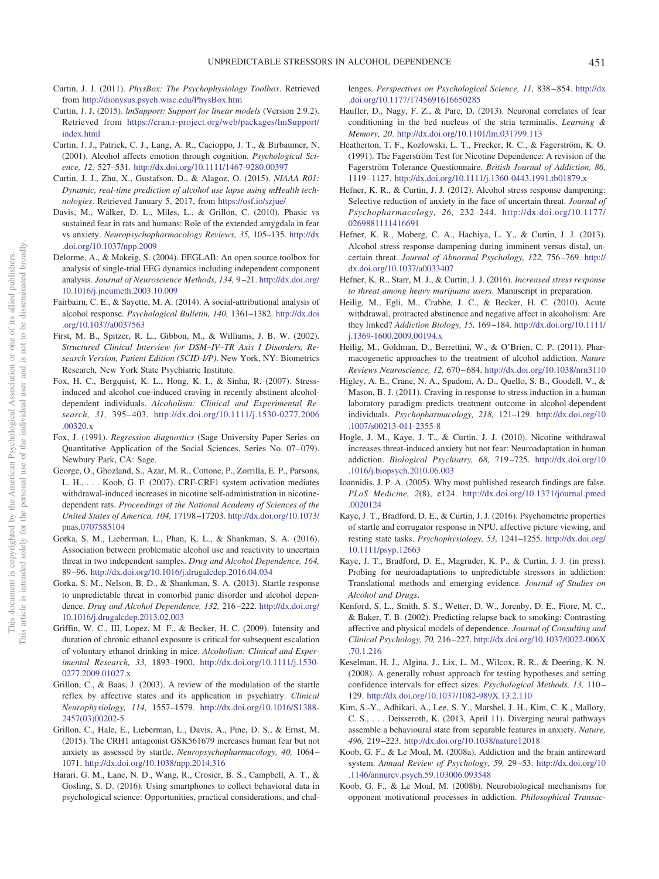Curtin, J. J. (2011). *PhysBox: The Psychophysiology Toolbox*. Retrieved from http://dionysus.psych.wisc.edu/PhysBox.htm

Curtin, J. J. (2015). *lmSupport: Support for linear models* (Version 2.9.2). Retrieved from https://cran.r-project.org/web/packages/lmSupport/index.html

Curtin, J. J., Patrick, C. J., Lang, A. R., Cacioppo, J. T., & Birbaumer, N. (2001). Alcohol affects emotion through cognition. *Psychological Science, 12,* 527–531. http://dx.doi.org/10.1111/1467-9280.00397

Curtin, J. J., Zhu, X., Gustafson, D., & Alagoz, O. (2015). *NIAAA R01: Dynamic, real-time prediction of alcohol use lapse using mHealth technologies*. Retrieved January 5, 2017, from https://osf.io/szjue/

Davis, M., Walker, D. L., Miles, L., & Grillon, C. (2010). Phasic vs sustained fear in rats and humans: Role of the extended amygdala in fear vs anxiety. *Neuropsychopharmacology Reviews, 35,* 105–135. http://dx.doi.org/10.1037/npp.2009

Delorme, A., & Makeig, S. (2004). EEGLAB: An open source toolbox for analysis of single-trial EEG dynamics including independent component analysis. *Journal of Neuroscience Methods, 134,* 9–21. http://dx.doi.org/10.1016/j.jneumeth.2003.10.009

Fairbairn, C. E., & Sayette, M. A. (2014). A social-attributional analysis of alcohol response. *Psychological Bulletin, 140,* 1361–1382. http://dx.doi.org/10.1037/a0037563

First, M. B., Spitzer, R. L., Gibbon, M., & Williams, J. B. W. (2002). *Structured Clinical Interview for DSM–IV–TR Axis I Disorders, Research Version, Patient Edition (SCID-I/P)*. New York, NY: Biometrics Research, New York State Psychiatric Institute.

Fox, H. C., Bergquist, K. L., Hong, K. I., & Sinha, R. (2007). Stress-induced and alcohol cue-induced craving in recently abstinent alcohol-dependent individuals. *Alcoholism: Clinical and Experimental Research, 31,* 395–403. http://dx.doi.org/10.1111/j.1530-0277.2006.00320.x

Fox, J. (1991). *Regression diagnostics* (Sage University Paper Series on Quantitative Application of the Social Sciences, Series No. 07–079). Newbury Park, CA: Sage.

George, O., Ghozland, S., Azar, M. R., Cottone, P., Zorrilla, E. P., Parsons, L. H., . . . Koob, G. F. (2007). CRF-CRF1 system activation mediates withdrawal-induced increases in nicotine self-administration in nicotine-dependent rats. *Proceedings of the National Academy of Sciences of the United States of America, 104,* 17198–17203. http://dx.doi.org/10.1073/pnas.0707585104

Gorka, S. M., Lieberman, L., Phan, K. L., & Shankman, S. A. (2016). Association between problematic alcohol use and reactivity to uncertain threat in two independent samples. *Drug and Alcohol Dependence, 164,* 89–96. http://dx.doi.org/10.1016/j.drugalcdep.2016.04.034

Gorka, S. M., Nelson, B. D., & Shankman, S. A. (2013). Startle response to unpredictable threat in comorbid panic disorder and alcohol dependence. *Drug and Alcohol Dependence, 132,* 216–222. http://dx.doi.org/10.1016/j.drugalcdep.2013.02.003

Griffin, W. C., III, Lopez, M. F., & Becker, H. C. (2009). Intensity and duration of chronic ethanol exposure is critical for subsequent escalation of voluntary ethanol drinking in mice. *Alcoholism: Clinical and Experimental Research, 33,* 1893–1900. http://dx.doi.org/10.1111/j.1530-0277.2009.01027.x

Grillon, C., & Baas, J. (2003). A review of the modulation of the startle reflex by affective states and its application in psychiatry. *Clinical Neurophysiology, 114,* 1557–1579. http://dx.doi.org/10.1016/S1388-2457(03)00202-5

Grillon, C., Hale, E., Lieberman, L., Davis, A., Pine, D. S., & Ernst, M. (2015). The CRH1 antagonist GSK561679 increases human fear but not anxiety as assessed by startle. *Neuropsychopharmacology, 40,* 1064–1071. http://dx.doi.org/10.1038/npp.2014.316

Harari, G. M., Lane, N. D., Wang, R., Crosier, B. S., Campbell, A. T., & Gosling, S. D. (2016). Using smartphones to collect behavioral data in psychological science: Opportunities, practical considerations, and challenges. *Perspectives on Psychological Science, 11,* 838–854. http://dx.doi.org/10.1177/1745691616650285

Haufler, D., Nagy, F. Z., & Pare, D. (2013). Neuronal correlates of fear conditioning in the bed nucleus of the stria terminalis. *Learning & Memory, 20*. http://dx.doi.org/10.1101/lm.031799.113

Heatherton, T. F., Kozlowski, L. T., Frecker, R. C., & Fagerström, K. O. (1991). The Fagerström Test for Nicotine Dependence: A revision of the Fagerström Tolerance Questionnaire. *British Journal of Addiction, 86,* 1119–1127. http://dx.doi.org/10.1111/j.1360-0443.1991.tb01879.x

Hefner, K. R., & Curtin, J. J. (2012). Alcohol stress response dampening: Selective reduction of anxiety in the face of uncertain threat. *Journal of Psychopharmacology, 26,* 232–244. http://dx.doi.org/10.1177/0269881111416691

Hefner, K. R., Moberg, C. A., Hachiya, L. Y., & Curtin, J. J. (2013). Alcohol stress response dampening during imminent versus distal, uncertain threat. *Journal of Abnormal Psychology, 122,* 756–769. http://dx.doi.org/10.1037/a0033407

Hefner, K. R., Starr, M. J., & Curtin, J. J. (2016). *Increased stress response to threat among heavy marijuana users*. Manuscript in preparation.

Heilig, M., Egli, M., Crabbe, J. C., & Becker, H. C. (2010). Acute withdrawal, protracted abstinence and negative affect in alcoholism: Are they linked? *Addiction Biology, 15,* 169–184. http://dx.doi.org/10.1111/j.1369-1600.2009.00194.x

Heilig, M., Goldman, D., Berrettini, W., & O'Brien, C. P. (2011). Pharmacogenetic approaches to the treatment of alcohol addiction. *Nature Reviews Neuroscience, 12,* 670–684. http://dx.doi.org/10.1038/nrn3110

Higley, A. E., Crane, N. A., Spadoni, A. D., Quello, S. B., Goodell, V., & Mason, B. J. (2011). Craving in response to stress induction in a human laboratory paradigm predicts treatment outcome in alcohol-dependent individuals. *Psychopharmacology, 218,* 121–129. http://dx.doi.org/10.1007/s00213-011-2355-8

Hogle, J. M., Kaye, J. T., & Curtin, J. J. (2010). Nicotine withdrawal increases threat-induced anxiety but not fear: Neuroadaptation in human addiction. *Biological Psychiatry, 68,* 719–725. http://dx.doi.org/10.1016/j.biopsych.2010.06.003

Ioannidis, J. P. A. (2005). Why most published research findings are false. *PLoS Medicine, 2*(8), e124. http://dx.doi.org/10.1371/journal.pmed.0020124

Kaye, J. T., Bradford, D. E., & Curtin, J. J. (2016). Psychometric properties of startle and corrugator response in NPU, affective picture viewing, and resting state tasks. *Psychophysiology, 53,* 1241–1255. http://dx.doi.org/10.1111/psyp.12663

Kaye, J. T., Bradford, D. E., Magruder, K. P., & Curtin, J. J. (in press). Probing for neuroadaptations to unpredictable stressors in addiction: Translational methods and emerging evidence. *Journal of Studies on Alcohol and Drugs*.

Kenford, S. L., Smith, S. S., Wetter, D. W., Jorenby, D. E., Fiore, M. C., & Baker, T. B. (2002). Predicting relapse back to smoking: Contrasting affective and physical models of dependence. *Journal of Consulting and Clinical Psychology, 70,* 216–227. http://dx.doi.org/10.1037/0022-006X.70.1.216

Keselman, H. J., Algina, J., Lix, L. M., Wilcox, R. R., & Deering, K. N. (2008). A generally robust approach for testing hypotheses and setting confidence intervals for effect sizes. *Psychological Methods, 13,* 110–129. http://dx.doi.org/10.1037/1082-989X.13.2.110

Kim, S.-Y., Adhikari, A., Lee, S. Y., Marshel, J. H., Kim, C. K., Mallory, C. S., . . . Deisseroth, K. (2013, April 11). Diverging neural pathways assemble a behavioural state from separable features in anxiety. *Nature, 496,* 219–223. http://dx.doi.org/10.1038/nature12018

Koob, G. F., & Le Moal, M. (2008a). Addiction and the brain antireward system. *Annual Review of Psychology, 59,* 29–53. http://dx.doi.org/10.1146/annurev.psych.59.103006.093548

Koob, G. F., & Le Moal, M. (2008b). Neurobiological mechanisms for opponent motivational processes in addiction. *Philosophical Transac-*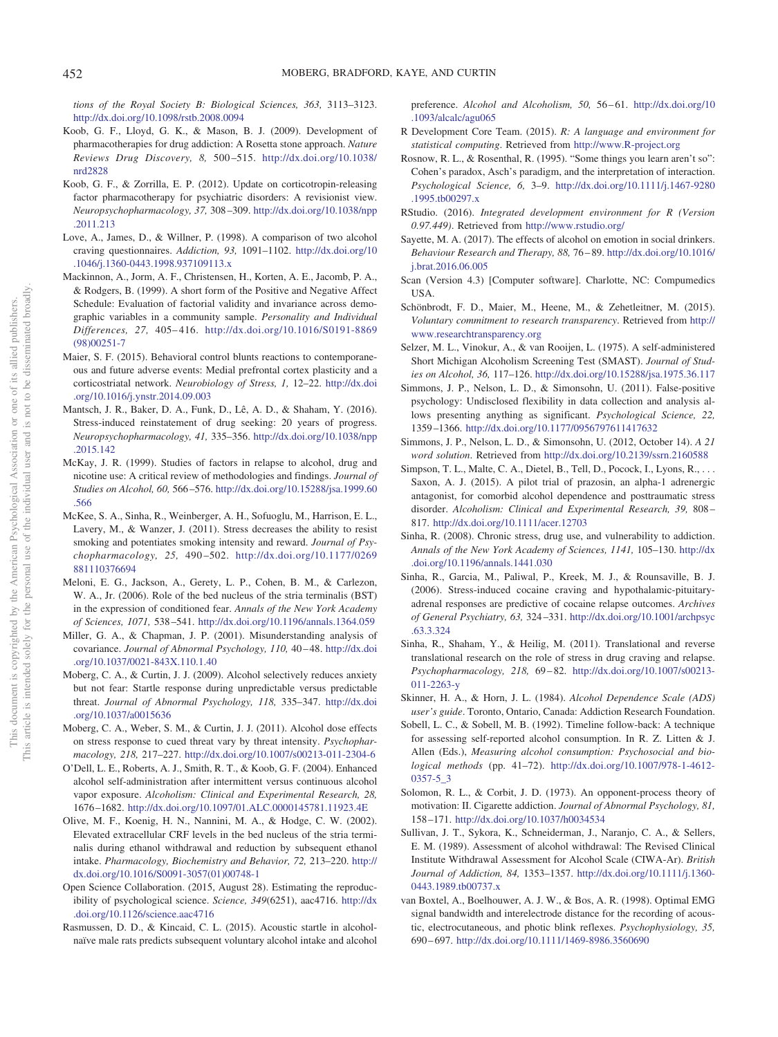*tions of the Royal Society B: Biological Sciences, 363,* 3113–3123. http://dx.doi.org/10.1098/rstb.2008.0094

Koob, G. F., Lloyd, G. K., & Mason, B. J. (2009). Development of pharmacotherapies for drug addiction: A Rosetta stone approach. *Nature Reviews Drug Discovery, 8,* 500–515. http://dx.doi.org/10.1038/nrd2828

Koob, G. F., & Zorrilla, E. P. (2012). Update on corticotropin-releasing factor pharmacotherapy for psychiatric disorders: A revisionist view. *Neuropsychopharmacology, 37,* 308–309. http://dx.doi.org/10.1038/npp.2011.213

Love, A., James, D., & Willner, P. (1998). A comparison of two alcohol craving questionnaires. *Addiction, 93,* 1091–1102. http://dx.doi.org/10.1046/j.1360-0443.1998.937109113.x

Mackinnon, A., Jorm, A. F., Christensen, H., Korten, A. E., Jacomb, P. A., & Rodgers, B. (1999). A short form of the Positive and Negative Affect Schedule: Evaluation of factorial validity and invariance across demographic variables in a community sample. *Personality and Individual Differences, 27,* 405–416. http://dx.doi.org/10.1016/S0191-8869(98)00251-7

Maier, S. F. (2015). Behavioral control blunts reactions to contemporaneous and future adverse events: Medial prefrontal cortex plasticity and a corticostriatal network. *Neurobiology of Stress, 1,* 12–22. http://dx.doi.org/10.1016/j.ynstr.2014.09.003

Mantsch, J. R., Baker, D. A., Funk, D., Lê, A. D., & Shaham, Y. (2016). Stress-induced reinstatement of drug seeking: 20 years of progress. *Neuropsychopharmacology, 41,* 335–356. http://dx.doi.org/10.1038/npp.2015.142

McKay, J. R. (1999). Studies of factors in relapse to alcohol, drug and nicotine use: A critical review of methodologies and findings. *Journal of Studies on Alcohol, 60,* 566–576. http://dx.doi.org/10.15288/jsa.1999.60.566

McKee, S. A., Sinha, R., Weinberger, A. H., Sofuoglu, M., Harrison, E. L., Lavery, M., & Wanzer, J. (2011). Stress decreases the ability to resist smoking and potentiates smoking intensity and reward. *Journal of Psychopharmacology, 25,* 490–502. http://dx.doi.org/10.1177/0269881110376694

Meloni, E. G., Jackson, A., Gerety, L. P., Cohen, B. M., & Carlezon, W. A., Jr. (2006). Role of the bed nucleus of the stria terminalis (BST) in the expression of conditioned fear. *Annals of the New York Academy of Sciences, 1071,* 538–541. http://dx.doi.org/10.1196/annals.1364.059

Miller, G. A., & Chapman, J. P. (2001). Misunderstanding analysis of covariance. *Journal of Abnormal Psychology, 110,* 40–48. http://dx.doi.org/10.1037/0021-843X.110.1.40

Moberg, C. A., & Curtin, J. J. (2009). Alcohol selectively reduces anxiety but not fear: Startle response during unpredictable versus predictable threat. *Journal of Abnormal Psychology, 118,* 335–347. http://dx.doi.org/10.1037/a0015636

Moberg, C. A., Weber, S. M., & Curtin, J. J. (2011). Alcohol dose effects on stress response to cued threat vary by threat intensity. *Psychopharmacology, 218,* 217–227. http://dx.doi.org/10.1007/s00213-011-2304-6

O'Dell, L. E., Roberts, A. J., Smith, R. T., & Koob, G. F. (2004). Enhanced alcohol self-administration after intermittent versus continuous alcohol vapor exposure. *Alcoholism: Clinical and Experimental Research, 28,* 1676–1682. http://dx.doi.org/10.1097/01.ALC.0000145781.11923.4E

Olive, M. F., Koenig, H. N., Nannini, M. A., & Hodge, C. W. (2002). Elevated extracellular CRF levels in the bed nucleus of the stria terminalis during ethanol withdrawal and reduction by subsequent ethanol intake. *Pharmacology, Biochemistry and Behavior, 72,* 213–220. http://dx.doi.org/10.1016/S0091-3057(01)00748-1

Open Science Collaboration. (2015, August 28). Estimating the reproducibility of psychological science. *Science, 349*(6251), aac4716. http://dx.doi.org/10.1126/science.aac4716

Rasmussen, D. D., & Kincaid, C. L. (2015). Acoustic startle in alcohol-naïve male rats predicts subsequent voluntary alcohol intake and alcohol preference. *Alcohol and Alcoholism, 50,* 56–61. http://dx.doi.org/10.1093/alcalc/agu065

R Development Core Team. (2015). *R: A language and environment for statistical computing*. Retrieved from http://www.R-project.org

Rosnow, R. L., & Rosenthal, R. (1995). "Some things you learn aren't so": Cohen's paradox, Asch's paradigm, and the interpretation of interaction. *Psychological Science, 6,* 3–9. http://dx.doi.org/10.1111/j.1467-9280.1995.tb00297.x

RStudio. (2016). *Integrated development environment for R (Version 0.97.449)*. Retrieved from http://www.rstudio.org/

Sayette, M. A. (2017). The effects of alcohol on emotion in social drinkers. *Behaviour Research and Therapy, 88,* 76–89. http://dx.doi.org/10.1016/j.brat.2016.06.005

Scan (Version 4.3) [Computer software]. Charlotte, NC: Compumedics USA.

Schönbrodt, F. D., Maier, M., Heene, M., & Zehetleitner, M. (2015). *Voluntary commitment to research transparency*. Retrieved from http://www.researchtransparency.org

Selzer, M. L., Vinokur, A., & van Rooijen, L. (1975). A self-administered Short Michigan Alcoholism Screening Test (SMAST). *Journal of Studies on Alcohol, 36,* 117–126. http://dx.doi.org/10.15288/jsa.1975.36.117

Simmons, J. P., Nelson, L. D., & Simonsohn, U. (2011). False-positive psychology: Undisclosed flexibility in data collection and analysis allows presenting anything as significant. *Psychological Science, 22,* 1359–1366. http://dx.doi.org/10.1177/0956797611417632

Simmons, J. P., Nelson, L. D., & Simonsohn, U. (2012, October 14). *A 21 word solution*. Retrieved from http://dx.doi.org/10.2139/ssrn.2160588

Simpson, T. L., Malte, C. A., Dietel, B., Tell, D., Pocock, I., Lyons, R., . . . Saxon, A. J. (2015). A pilot trial of prazosin, an alpha-1 adrenergic antagonist, for comorbid alcohol dependence and posttraumatic stress disorder. *Alcoholism: Clinical and Experimental Research, 39,* 808–817. http://dx.doi.org/10.1111/acer.12703

Sinha, R. (2008). Chronic stress, drug use, and vulnerability to addiction. *Annals of the New York Academy of Sciences, 1141,* 105–130. http://dx.doi.org/10.1196/annals.1441.030

Sinha, R., Garcia, M., Paliwal, P., Kreek, M. J., & Rounsaville, B. J. (2006). Stress-induced cocaine craving and hypothalamic-pituitary-adrenal responses are predictive of cocaine relapse outcomes. *Archives of General Psychiatry, 63,* 324–331. http://dx.doi.org/10.1001/archpsyc.63.3.324

Sinha, R., Shaham, Y., & Heilig, M. (2011). Translational and reverse translational research on the role of stress in drug craving and relapse. *Psychopharmacology, 218,* 69–82. http://dx.doi.org/10.1007/s00213-011-2263-y

Skinner, H. A., & Horn, J. L. (1984). *Alcohol Dependence Scale (ADS) user's guide*. Toronto, Ontario, Canada: Addiction Research Foundation.

Sobell, L. C., & Sobell, M. B. (1992). Timeline follow-back: A technique for assessing self-reported alcohol consumption. In R. Z. Litten & J. Allen (Eds.), *Measuring alcohol consumption: Psychosocial and biological methods* (pp. 41–72). http://dx.doi.org/10.1007/978-1-4612-0357-5_3

Solomon, R. L., & Corbit, J. D. (1973). An opponent-process theory of motivation: II. Cigarette addiction. *Journal of Abnormal Psychology, 81,* 158–171. http://dx.doi.org/10.1037/h0034534

Sullivan, J. T., Sykora, K., Schneiderman, J., Naranjo, C. A., & Sellers, E. M. (1989). Assessment of alcohol withdrawal: The Revised Clinical Institute Withdrawal Assessment for Alcohol Scale (CIWA-Ar). *British Journal of Addiction, 84,* 1353–1357. http://dx.doi.org/10.1111/j.1360-0443.1989.tb00737.x

van Boxtel, A., Boelhouwer, A. J. W., & Bos, A. R. (1998). Optimal EMG signal bandwidth and interelectrode distance for the recording of acoustic, electrocutaneous, and photic blink reflexes. *Psychophysiology, 35,* 690–697. http://dx.doi.org/10.1111/1469-8986.3560690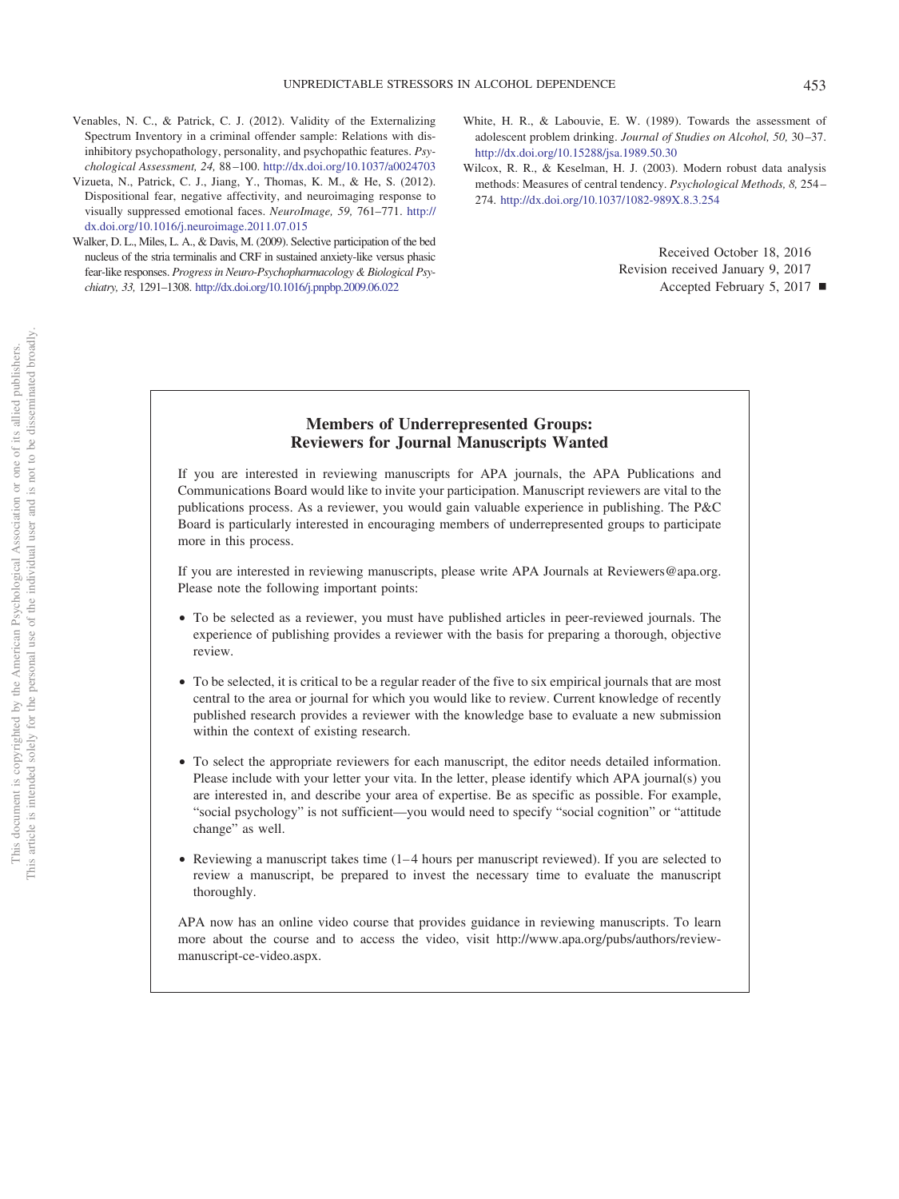Venables, N. C., & Patrick, C. J. (2012). Validity of the Externalizing Spectrum Inventory in a criminal offender sample: Relations with disinhibitory psychopathology, personality, and psychopathic features. *Psychological Assessment, 24,* 88–100. http://dx.doi.org/10.1037/a0024703

Vizueta, N., Patrick, C. J., Jiang, Y., Thomas, K. M., & He, S. (2012). Dispositional fear, negative affectivity, and neuroimaging response to visually suppressed emotional faces. *NeuroImage, 59,* 761–771. http://dx.doi.org/10.1016/j.neuroimage.2011.07.015

Walker, D. L., Miles, L. A., & Davis, M. (2009). Selective participation of the bed nucleus of the stria terminalis and CRF in sustained anxiety-like versus phasic fear-like responses. *Progress in Neuro-Psychopharmacology & Biological Psychiatry, 33,* 1291–1308. http://dx.doi.org/10.1016/j.pnpbp.2009.06.022

White, H. R., & Labouvie, E. W. (1989). Towards the assessment of adolescent problem drinking. *Journal of Studies on Alcohol, 50,* 30–37. http://dx.doi.org/10.15288/jsa.1989.50.30

Wilcox, R. R., & Keselman, H. J. (2003). Modern robust data analysis methods: Measures of central tendency. *Psychological Methods, 8,* 254–274. http://dx.doi.org/10.1037/1082-989X.8.3.254

Received October 18, 2016
Revision received January 9, 2017
Accepted February 5, 2017 ■

## Members of Underrepresented Groups: Reviewers for Journal Manuscripts Wanted

If you are interested in reviewing manuscripts for APA journals, the APA Publications and Communications Board would like to invite your participation. Manuscript reviewers are vital to the publications process. As a reviewer, you would gain valuable experience in publishing. The P&C Board is particularly interested in encouraging members of underrepresented groups to participate more in this process.

If you are interested in reviewing manuscripts, please write APA Journals at Reviewers@apa.org. Please note the following important points:

- To be selected as a reviewer, you must have published articles in peer-reviewed journals. The experience of publishing provides a reviewer with the basis for preparing a thorough, objective review.
- To be selected, it is critical to be a regular reader of the five to six empirical journals that are most central to the area or journal for which you would like to review. Current knowledge of recently published research provides a reviewer with the knowledge base to evaluate a new submission within the context of existing research.
- To select the appropriate reviewers for each manuscript, the editor needs detailed information. Please include with your letter your vita. In the letter, please identify which APA journal(s) you are interested in, and describe your area of expertise. Be as specific as possible. For example, "social psychology" is not sufficient—you would need to specify "social cognition" or "attitude change" as well.
- Reviewing a manuscript takes time (1–4 hours per manuscript reviewed). If you are selected to review a manuscript, be prepared to invest the necessary time to evaluate the manuscript thoroughly.

APA now has an online video course that provides guidance in reviewing manuscripts. To learn more about the course and to access the video, visit http://www.apa.org/pubs/authors/review-manuscript-ce-video.aspx.